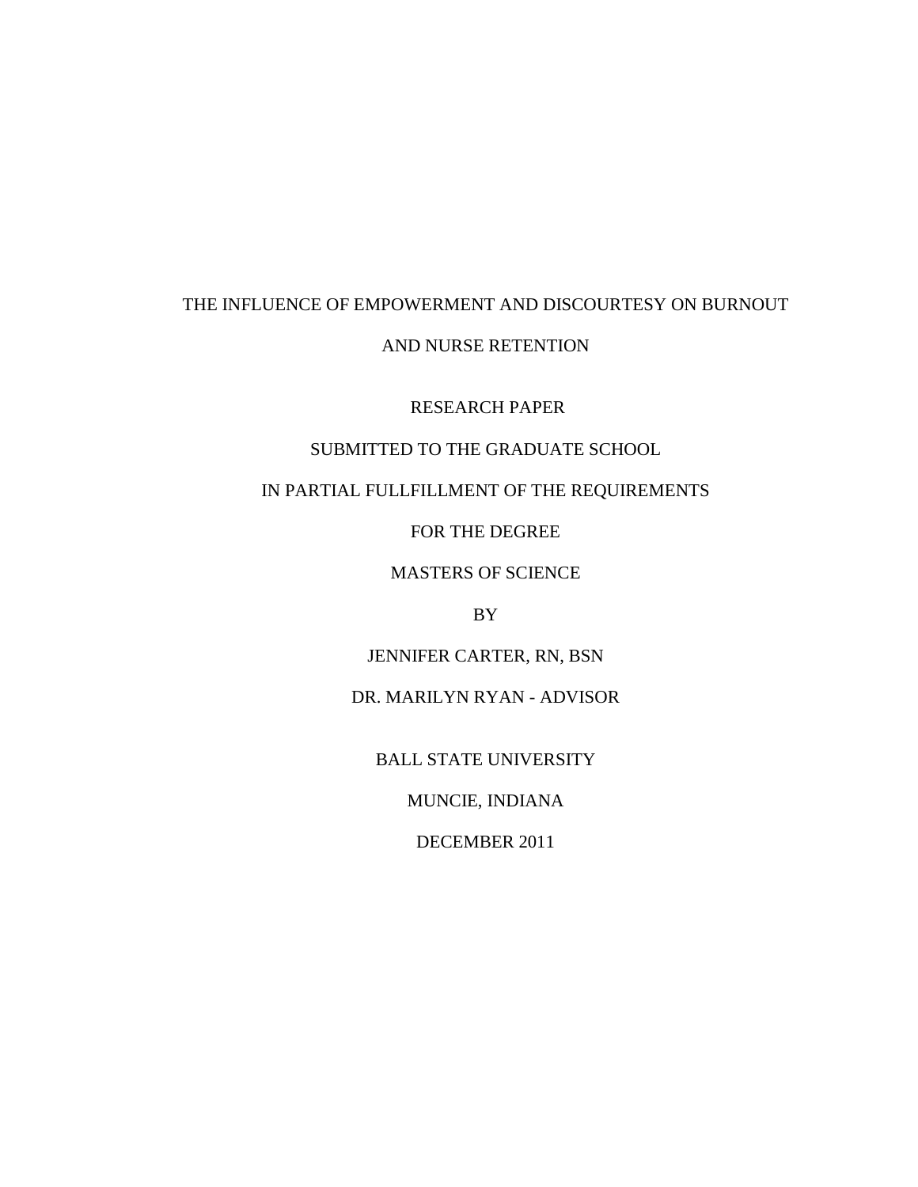# THE INFLUENCE OF EMPOWERMENT AND DISCOURTESY ON BURNOUT AND NURSE RETENTION

RESEARCH PAPER

SUBMITTED TO THE GRADUATE SCHOOL

IN PARTIAL FULLFILLMENT OF THE REQUIREMENTS

FOR THE DEGREE

MASTERS OF SCIENCE

BY

JENNIFER CARTER, RN, BSN

DR. MARILYN RYAN - ADVISOR

BALL STATE UNIVERSITY

MUNCIE, INDIANA

DECEMBER 2011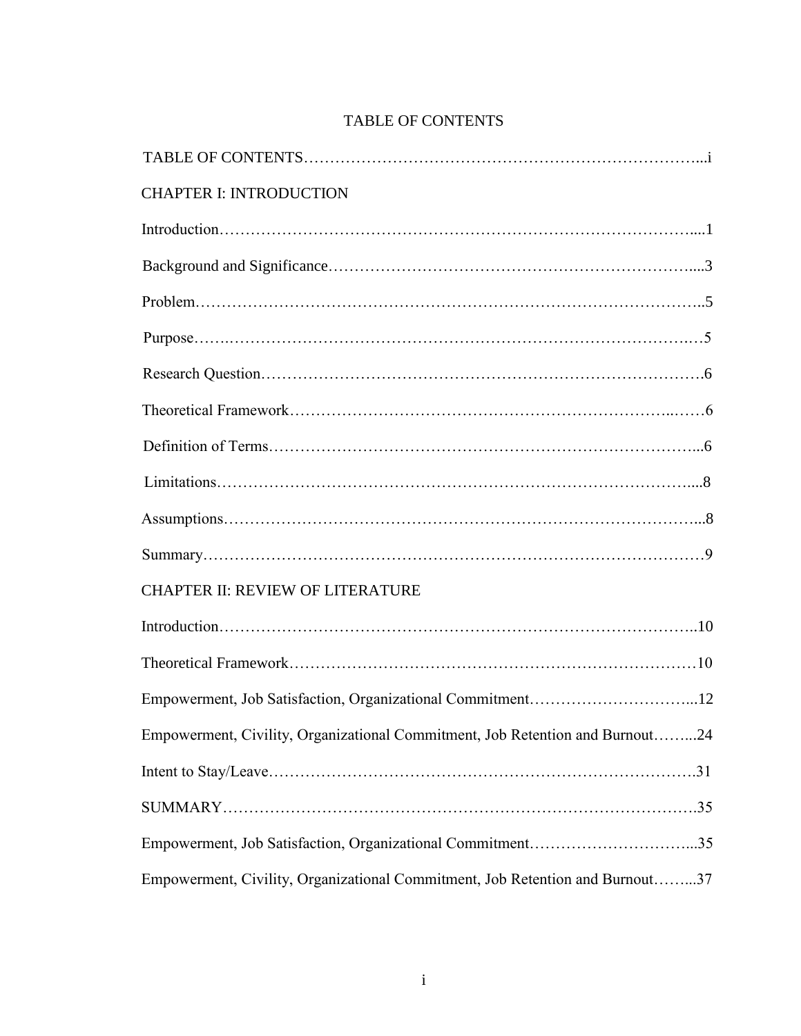# TABLE OF CONTENTS

TABLE OF CONTENTS…………………………………………………………………...i

CHAPTER I: INTRODUCTION

Introduction……………………………………………………………………………....1

Background and Significance……………………………………………………………....3

Problem………………………………………………………………………………..5

Purpose…….…………………………………………………………………….…5

Research Question……………………………………………………………………….6

Theoretical Framework……………………………………………………………..……6

Definition of Terms……………………………………………………………………...6

Limitations……………………………………………………………………………....8

Assumptions……………………………………………………………………………...8

Summary…………………………………………………………………………………9

CHAPTER II: REVIEW OF LITERATURE

Introduction……………………………………………………………………………..10

Theoretical Framework…………………………………………………………………10

Empowerment, Job Satisfaction, Organizational Commitment…………………………...12

Empowerment, Civility, Organizational Commitment, Job Retention and Burnout……...24

Intent to Stay/Leave……………………………………………………………………….31

SUMMARY……………………………………………………………………………….35

Empowerment, Job Satisfaction, Organizational Commitment…………………………...35

Empowerment, Civility, Organizational Commitment, Job Retention and Burnout……...37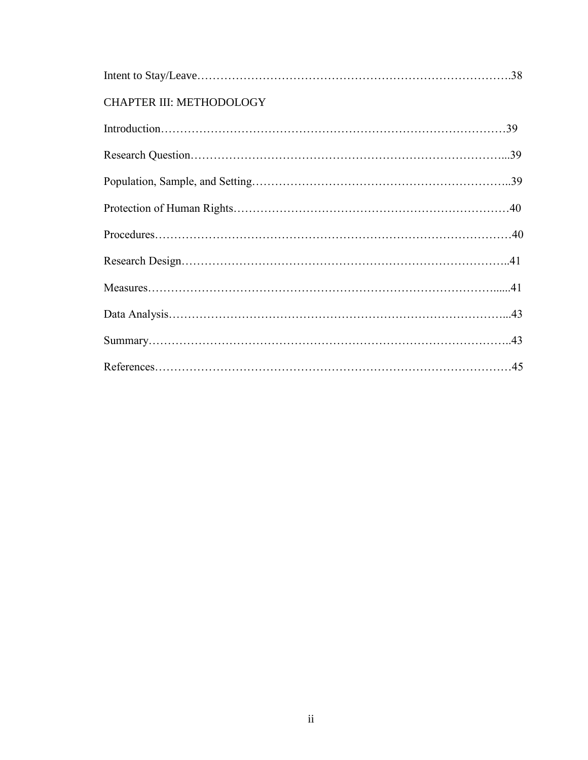Intent to Stay/Leave……………………………………………………………………….38

CHAPTER III: METHODOLOGY

Introduction……………………………………………………………………………39

Research Question……………………………………………………………………...39

Population, Sample, and Setting………………………………………………………..39

Protection of Human Rights……………………………………………………………40

Procedures………………………………………………………………………………40

Research Design………………………………………………………………………..41

Measures……………………………………………………………………………......41

Data Analysis…………………………………………………………………………...43

Summary………………………………………………………………………………..43

References………………………………………………………………………………45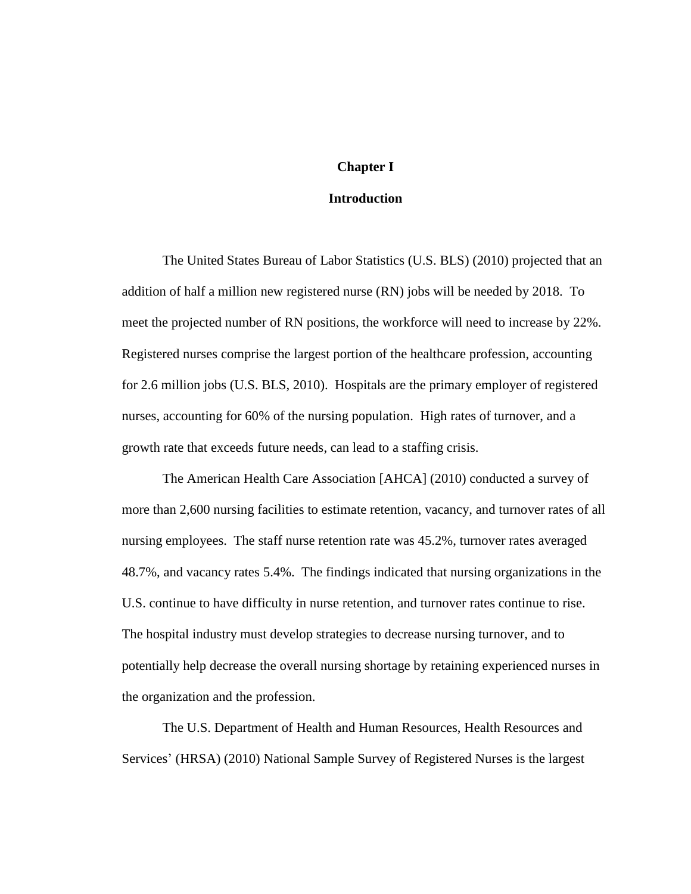# Chapter I

## Introduction

The United States Bureau of Labor Statistics (U.S. BLS) (2010) projected that an addition of half a million new registered nurse (RN) jobs will be needed by 2018. To meet the projected number of RN positions, the workforce will need to increase by 22%. Registered nurses comprise the largest portion of the healthcare profession, accounting for 2.6 million jobs (U.S. BLS, 2010). Hospitals are the primary employer of registered nurses, accounting for 60% of the nursing population. High rates of turnover, and a growth rate that exceeds future needs, can lead to a staffing crisis.

The American Health Care Association [AHCA] (2010) conducted a survey of more than 2,600 nursing facilities to estimate retention, vacancy, and turnover rates of all nursing employees. The staff nurse retention rate was 45.2%, turnover rates averaged 48.7%, and vacancy rates 5.4%. The findings indicated that nursing organizations in the U.S. continue to have difficulty in nurse retention, and turnover rates continue to rise. The hospital industry must develop strategies to decrease nursing turnover, and to potentially help decrease the overall nursing shortage by retaining experienced nurses in the organization and the profession.

The U.S. Department of Health and Human Resources, Health Resources and Services' (HRSA) (2010) National Sample Survey of Registered Nurses is the largest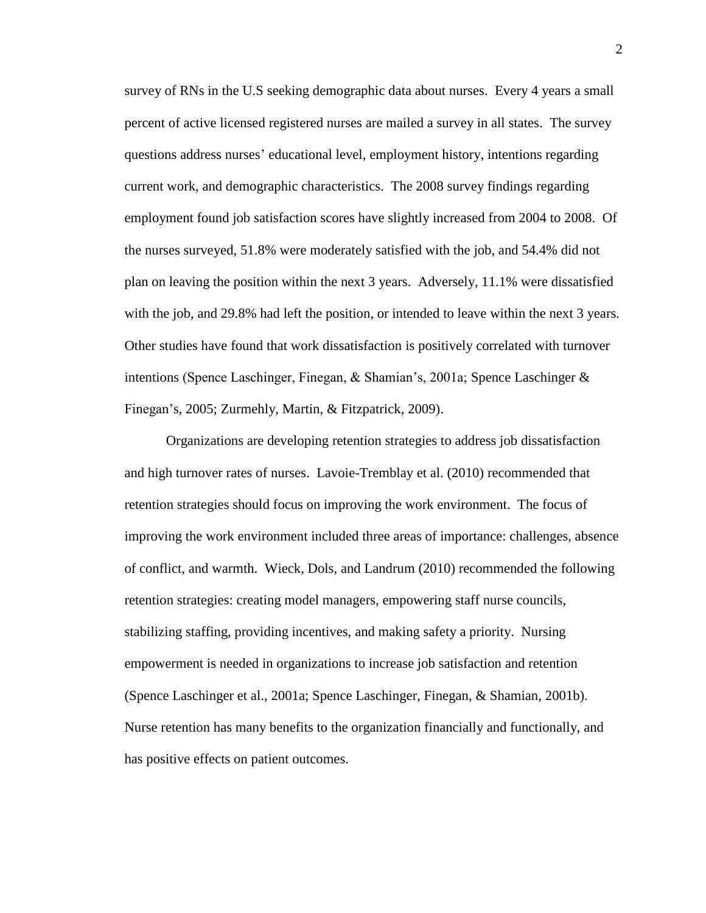survey of RNs in the U.S seeking demographic data about nurses. Every 4 years a small percent of active licensed registered nurses are mailed a survey in all states. The survey questions address nurses' educational level, employment history, intentions regarding current work, and demographic characteristics. The 2008 survey findings regarding employment found job satisfaction scores have slightly increased from 2004 to 2008. Of the nurses surveyed, 51.8% were moderately satisfied with the job, and 54.4% did not plan on leaving the position within the next 3 years. Adversely, 11.1% were dissatisfied with the job, and 29.8% had left the position, or intended to leave within the next 3 years. Other studies have found that work dissatisfaction is positively correlated with turnover intentions (Spence Laschinger, Finegan, & Shamian's, 2001a; Spence Laschinger & Finegan's, 2005; Zurmehly, Martin, & Fitzpatrick, 2009).

Organizations are developing retention strategies to address job dissatisfaction and high turnover rates of nurses. Lavoie-Tremblay et al. (2010) recommended that retention strategies should focus on improving the work environment. The focus of improving the work environment included three areas of importance: challenges, absence of conflict, and warmth. Wieck, Dols, and Landrum (2010) recommended the following retention strategies: creating model managers, empowering staff nurse councils, stabilizing staffing, providing incentives, and making safety a priority. Nursing empowerment is needed in organizations to increase job satisfaction and retention (Spence Laschinger et al., 2001a; Spence Laschinger, Finegan, & Shamian, 2001b). Nurse retention has many benefits to the organization financially and functionally, and has positive effects on patient outcomes.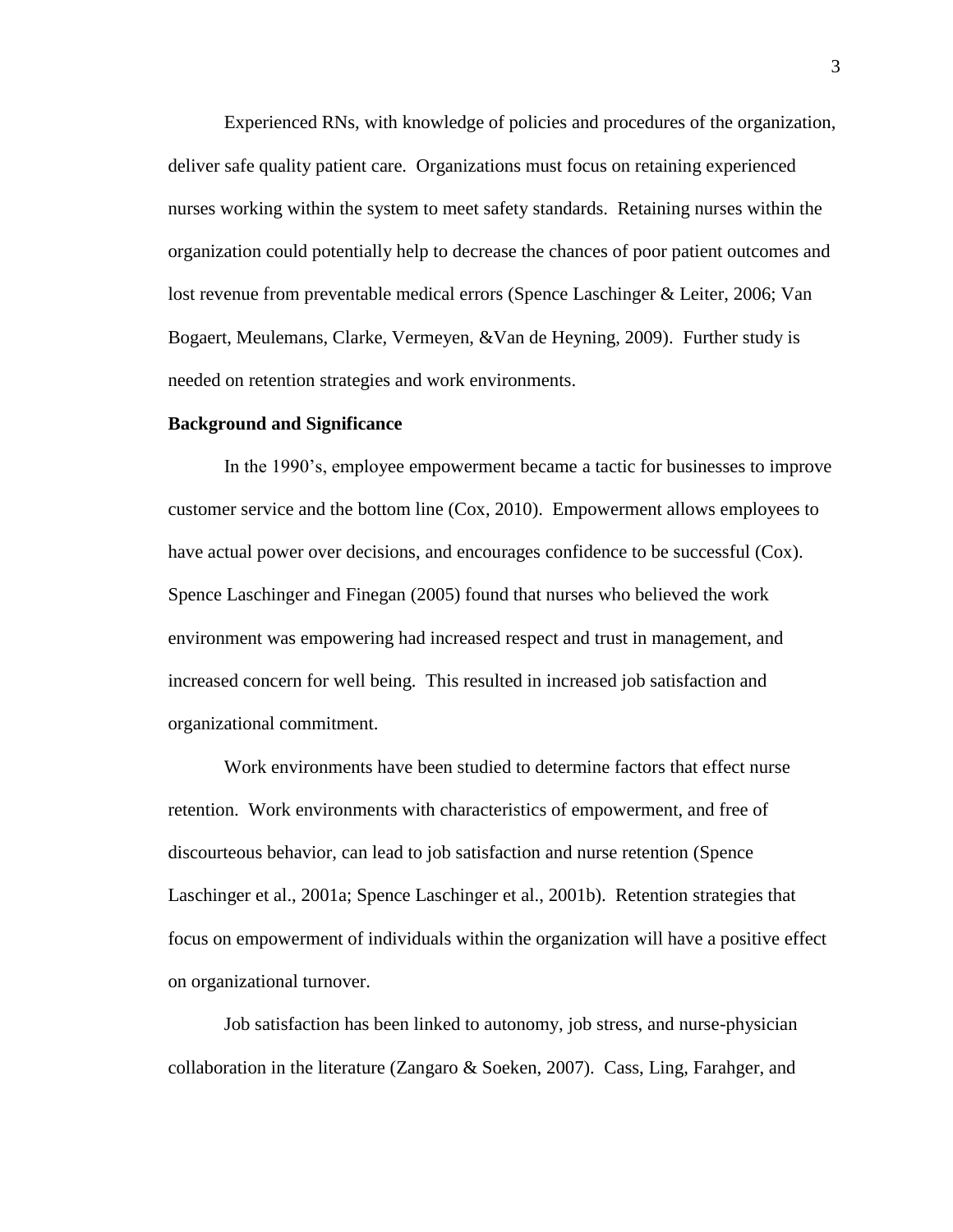Experienced RNs, with knowledge of policies and procedures of the organization, deliver safe quality patient care. Organizations must focus on retaining experienced nurses working within the system to meet safety standards. Retaining nurses within the organization could potentially help to decrease the chances of poor patient outcomes and lost revenue from preventable medical errors (Spence Laschinger & Leiter, 2006; Van Bogaert, Meulemans, Clarke, Vermeyen, &Van de Heyning, 2009). Further study is needed on retention strategies and work environments.

**Background and Significance**

In the 1990's, employee empowerment became a tactic for businesses to improve customer service and the bottom line (Cox, 2010). Empowerment allows employees to have actual power over decisions, and encourages confidence to be successful (Cox). Spence Laschinger and Finegan (2005) found that nurses who believed the work environment was empowering had increased respect and trust in management, and increased concern for well being. This resulted in increased job satisfaction and organizational commitment.

Work environments have been studied to determine factors that effect nurse retention. Work environments with characteristics of empowerment, and free of discourteous behavior, can lead to job satisfaction and nurse retention (Spence Laschinger et al., 2001a; Spence Laschinger et al., 2001b). Retention strategies that focus on empowerment of individuals within the organization will have a positive effect on organizational turnover.

Job satisfaction has been linked to autonomy, job stress, and nurse-physician collaboration in the literature (Zangaro & Soeken, 2007). Cass, Ling, Farahger, and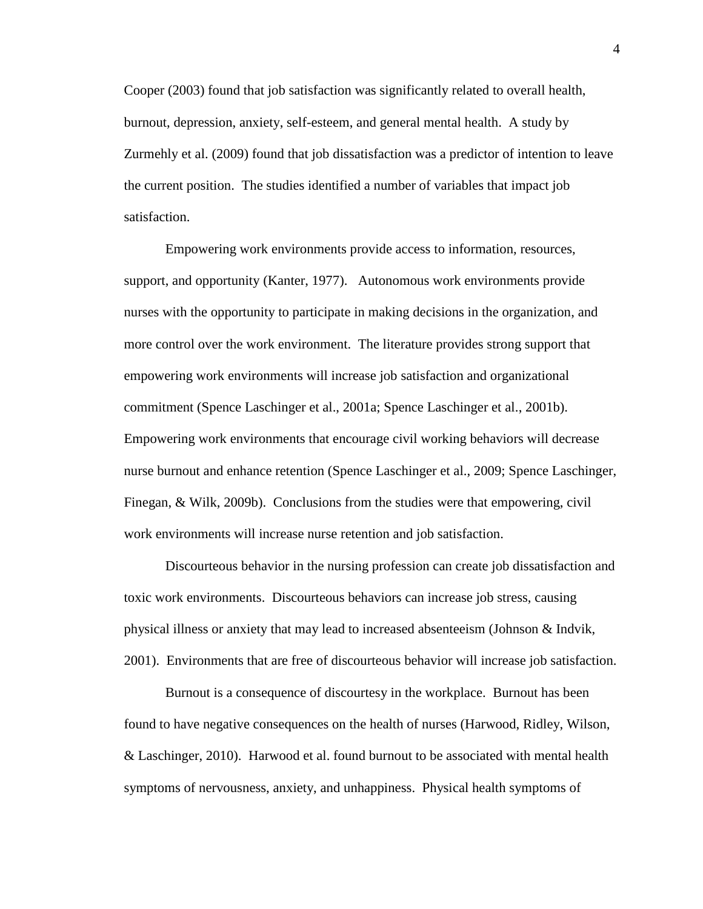Cooper (2003) found that job satisfaction was significantly related to overall health, burnout, depression, anxiety, self-esteem, and general mental health. A study by Zurmehly et al. (2009) found that job dissatisfaction was a predictor of intention to leave the current position. The studies identified a number of variables that impact job satisfaction.

Empowering work environments provide access to information, resources, support, and opportunity (Kanter, 1977). Autonomous work environments provide nurses with the opportunity to participate in making decisions in the organization, and more control over the work environment. The literature provides strong support that empowering work environments will increase job satisfaction and organizational commitment (Spence Laschinger et al., 2001a; Spence Laschinger et al., 2001b). Empowering work environments that encourage civil working behaviors will decrease nurse burnout and enhance retention (Spence Laschinger et al., 2009; Spence Laschinger, Finegan, & Wilk, 2009b). Conclusions from the studies were that empowering, civil work environments will increase nurse retention and job satisfaction.

Discourteous behavior in the nursing profession can create job dissatisfaction and toxic work environments. Discourteous behaviors can increase job stress, causing physical illness or anxiety that may lead to increased absenteeism (Johnson & Indvik, 2001). Environments that are free of discourteous behavior will increase job satisfaction.

Burnout is a consequence of discourtesy in the workplace. Burnout has been found to have negative consequences on the health of nurses (Harwood, Ridley, Wilson, & Laschinger, 2010). Harwood et al. found burnout to be associated with mental health symptoms of nervousness, anxiety, and unhappiness. Physical health symptoms of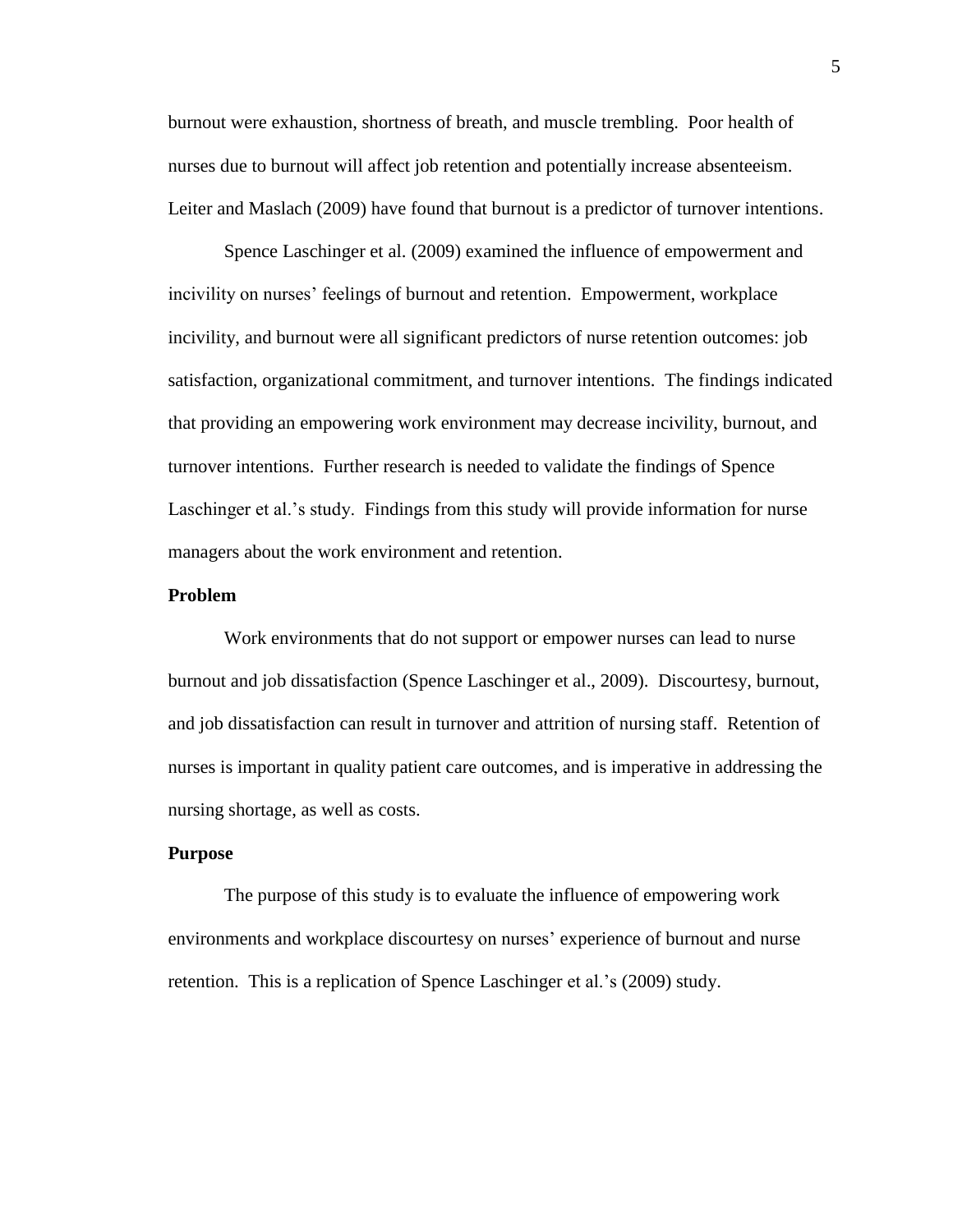burnout were exhaustion, shortness of breath, and muscle trembling. Poor health of nurses due to burnout will affect job retention and potentially increase absenteeism. Leiter and Maslach (2009) have found that burnout is a predictor of turnover intentions.

Spence Laschinger et al. (2009) examined the influence of empowerment and incivility on nurses' feelings of burnout and retention. Empowerment, workplace incivility, and burnout were all significant predictors of nurse retention outcomes: job satisfaction, organizational commitment, and turnover intentions. The findings indicated that providing an empowering work environment may decrease incivility, burnout, and turnover intentions. Further research is needed to validate the findings of Spence Laschinger et al.'s study. Findings from this study will provide information for nurse managers about the work environment and retention.

**Problem**

Work environments that do not support or empower nurses can lead to nurse burnout and job dissatisfaction (Spence Laschinger et al., 2009). Discourtesy, burnout, and job dissatisfaction can result in turnover and attrition of nursing staff. Retention of nurses is important in quality patient care outcomes, and is imperative in addressing the nursing shortage, as well as costs.

**Purpose**

The purpose of this study is to evaluate the influence of empowering work environments and workplace discourtesy on nurses' experience of burnout and nurse retention. This is a replication of Spence Laschinger et al.'s (2009) study.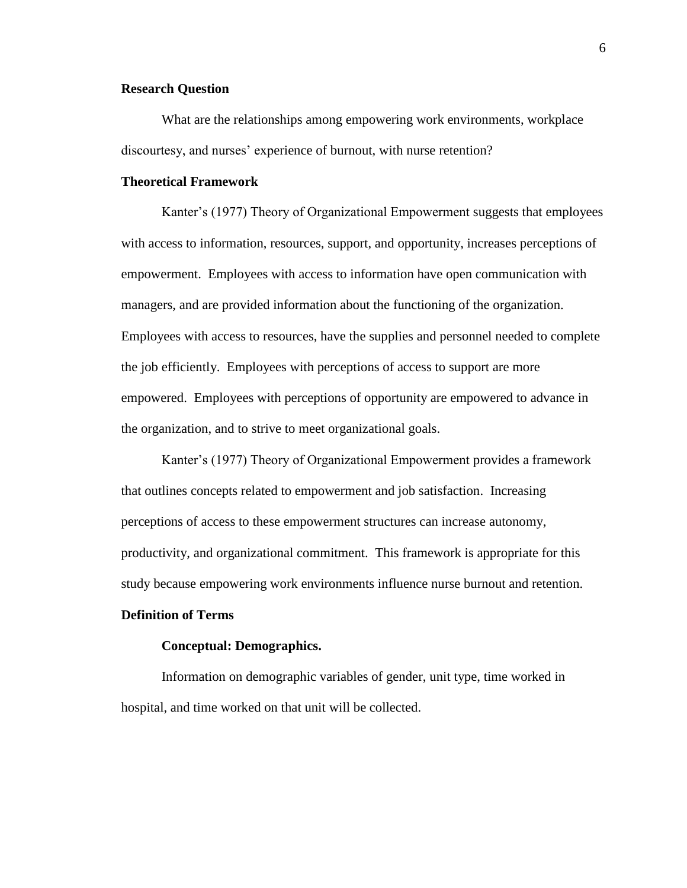## Research Question

What are the relationships among empowering work environments, workplace discourtesy, and nurses' experience of burnout, with nurse retention?

## Theoretical Framework

Kanter's (1977) Theory of Organizational Empowerment suggests that employees with access to information, resources, support, and opportunity, increases perceptions of empowerment. Employees with access to information have open communication with managers, and are provided information about the functioning of the organization. Employees with access to resources, have the supplies and personnel needed to complete the job efficiently. Employees with perceptions of access to support are more empowered. Employees with perceptions of opportunity are empowered to advance in the organization, and to strive to meet organizational goals.

Kanter's (1977) Theory of Organizational Empowerment provides a framework that outlines concepts related to empowerment and job satisfaction. Increasing perceptions of access to these empowerment structures can increase autonomy, productivity, and organizational commitment. This framework is appropriate for this study because empowering work environments influence nurse burnout and retention.

## Definition of Terms

### Conceptual: Demographics.

Information on demographic variables of gender, unit type, time worked in hospital, and time worked on that unit will be collected.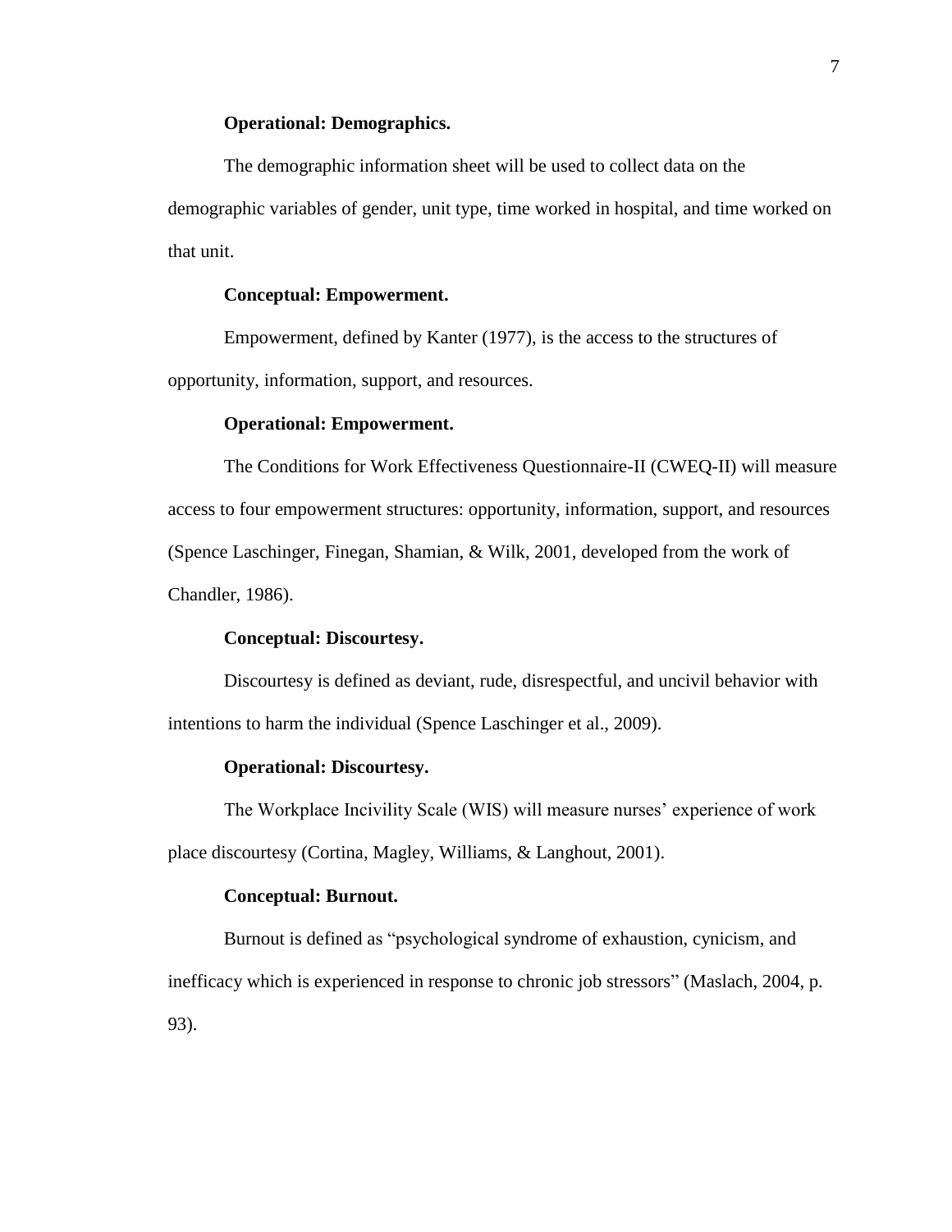**Operational: Demographics.**

The demographic information sheet will be used to collect data on the demographic variables of gender, unit type, time worked in hospital, and time worked on that unit.

**Conceptual: Empowerment.**

Empowerment, defined by Kanter (1977), is the access to the structures of opportunity, information, support, and resources.

**Operational: Empowerment.**

The Conditions for Work Effectiveness Questionnaire-II (CWEQ-II) will measure access to four empowerment structures: opportunity, information, support, and resources (Spence Laschinger, Finegan, Shamian, & Wilk, 2001, developed from the work of Chandler, 1986).

**Conceptual: Discourtesy.**

Discourtesy is defined as deviant, rude, disrespectful, and uncivil behavior with intentions to harm the individual (Spence Laschinger et al., 2009).

**Operational: Discourtesy.**

The Workplace Incivility Scale (WIS) will measure nurses' experience of work place discourtesy (Cortina, Magley, Williams, & Langhout, 2001).

**Conceptual: Burnout.**

Burnout is defined as "psychological syndrome of exhaustion, cynicism, and inefficacy which is experienced in response to chronic job stressors" (Maslach, 2004, p. 93).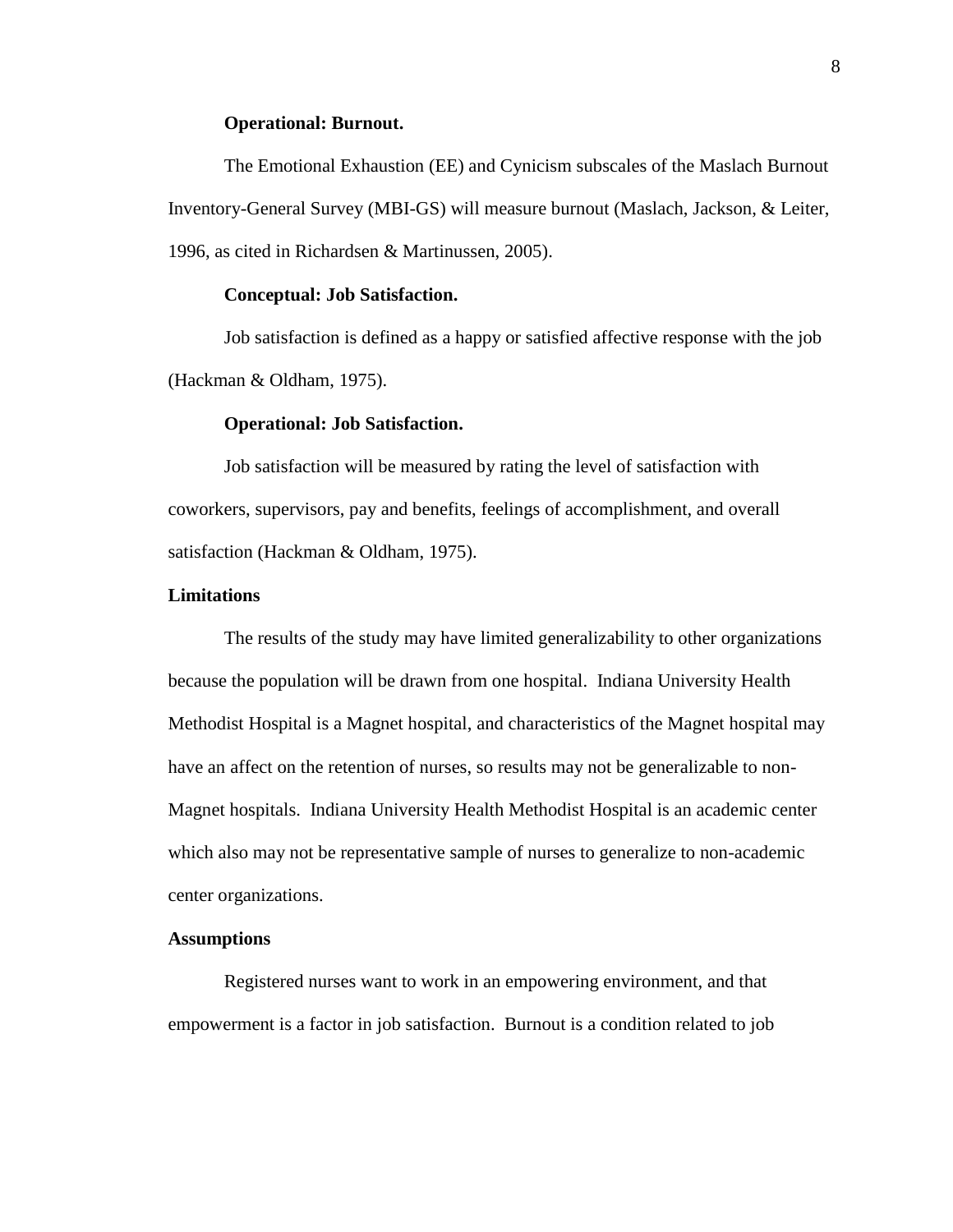#### Operational: Burnout.

The Emotional Exhaustion (EE) and Cynicism subscales of the Maslach Burnout Inventory-General Survey (MBI-GS) will measure burnout (Maslach, Jackson, & Leiter, 1996, as cited in Richardsen & Martinussen, 2005).

#### Conceptual: Job Satisfaction.

Job satisfaction is defined as a happy or satisfied affective response with the job (Hackman & Oldham, 1975).

#### Operational: Job Satisfaction.

Job satisfaction will be measured by rating the level of satisfaction with coworkers, supervisors, pay and benefits, feelings of accomplishment, and overall satisfaction (Hackman & Oldham, 1975).

### Limitations

The results of the study may have limited generalizability to other organizations because the population will be drawn from one hospital. Indiana University Health Methodist Hospital is a Magnet hospital, and characteristics of the Magnet hospital may have an affect on the retention of nurses, so results may not be generalizable to non-Magnet hospitals. Indiana University Health Methodist Hospital is an academic center which also may not be representative sample of nurses to generalize to non-academic center organizations.

### Assumptions

Registered nurses want to work in an empowering environment, and that empowerment is a factor in job satisfaction. Burnout is a condition related to job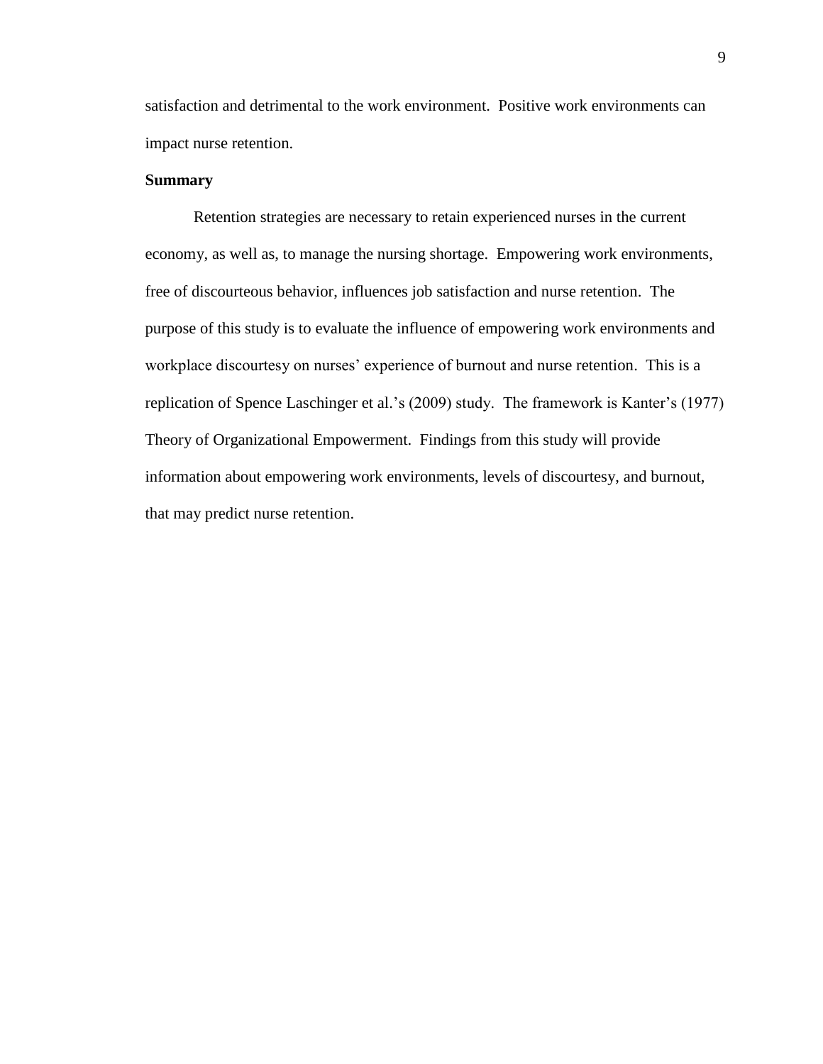satisfaction and detrimental to the work environment. Positive work environments can impact nurse retention.

## Summary

Retention strategies are necessary to retain experienced nurses in the current economy, as well as, to manage the nursing shortage. Empowering work environments, free of discourteous behavior, influences job satisfaction and nurse retention. The purpose of this study is to evaluate the influence of empowering work environments and workplace discourtesy on nurses' experience of burnout and nurse retention. This is a replication of Spence Laschinger et al.'s (2009) study. The framework is Kanter's (1977) Theory of Organizational Empowerment. Findings from this study will provide information about empowering work environments, levels of discourtesy, and burnout, that may predict nurse retention.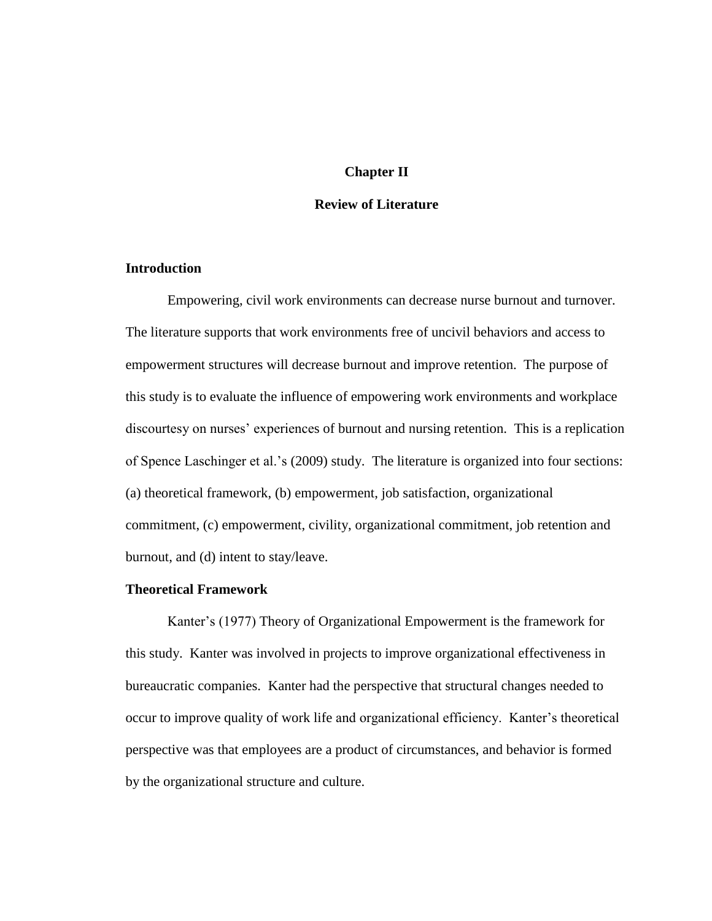# Chapter II

# Review of Literature

## Introduction

Empowering, civil work environments can decrease nurse burnout and turnover. The literature supports that work environments free of uncivil behaviors and access to empowerment structures will decrease burnout and improve retention. The purpose of this study is to evaluate the influence of empowering work environments and workplace discourtesy on nurses' experiences of burnout and nursing retention. This is a replication of Spence Laschinger et al.'s (2009) study. The literature is organized into four sections: (a) theoretical framework, (b) empowerment, job satisfaction, organizational commitment, (c) empowerment, civility, organizational commitment, job retention and burnout, and (d) intent to stay/leave.

## Theoretical Framework

Kanter's (1977) Theory of Organizational Empowerment is the framework for this study. Kanter was involved in projects to improve organizational effectiveness in bureaucratic companies. Kanter had the perspective that structural changes needed to occur to improve quality of work life and organizational efficiency. Kanter's theoretical perspective was that employees are a product of circumstances, and behavior is formed by the organizational structure and culture.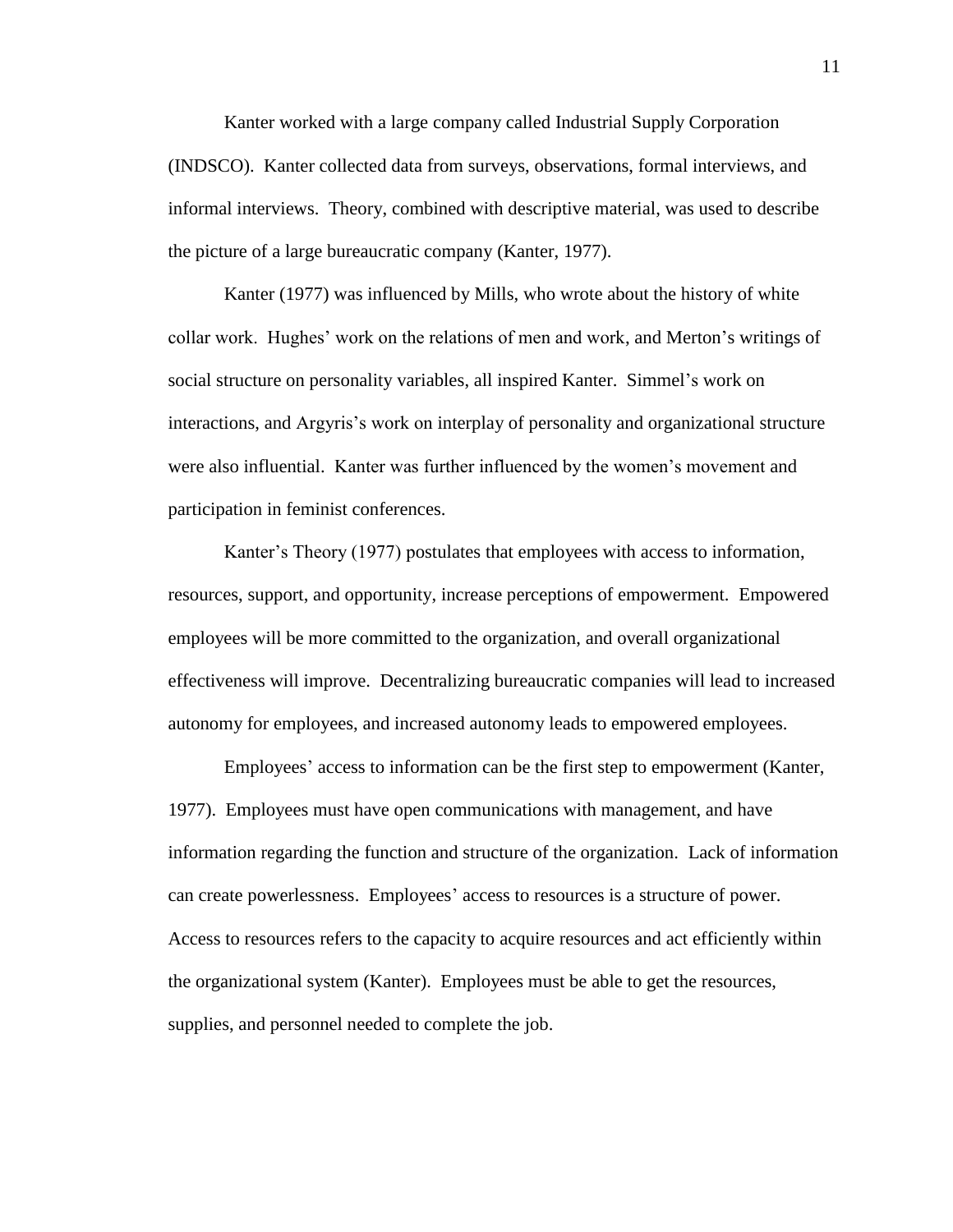Kanter worked with a large company called Industrial Supply Corporation (INDSCO). Kanter collected data from surveys, observations, formal interviews, and informal interviews. Theory, combined with descriptive material, was used to describe the picture of a large bureaucratic company (Kanter, 1977).

Kanter (1977) was influenced by Mills, who wrote about the history of white collar work. Hughes' work on the relations of men and work, and Merton's writings of social structure on personality variables, all inspired Kanter. Simmel's work on interactions, and Argyris's work on interplay of personality and organizational structure were also influential. Kanter was further influenced by the women's movement and participation in feminist conferences.

Kanter's Theory (1977) postulates that employees with access to information, resources, support, and opportunity, increase perceptions of empowerment. Empowered employees will be more committed to the organization, and overall organizational effectiveness will improve. Decentralizing bureaucratic companies will lead to increased autonomy for employees, and increased autonomy leads to empowered employees.

Employees' access to information can be the first step to empowerment (Kanter, 1977). Employees must have open communications with management, and have information regarding the function and structure of the organization. Lack of information can create powerlessness. Employees' access to resources is a structure of power. Access to resources refers to the capacity to acquire resources and act efficiently within the organizational system (Kanter). Employees must be able to get the resources, supplies, and personnel needed to complete the job.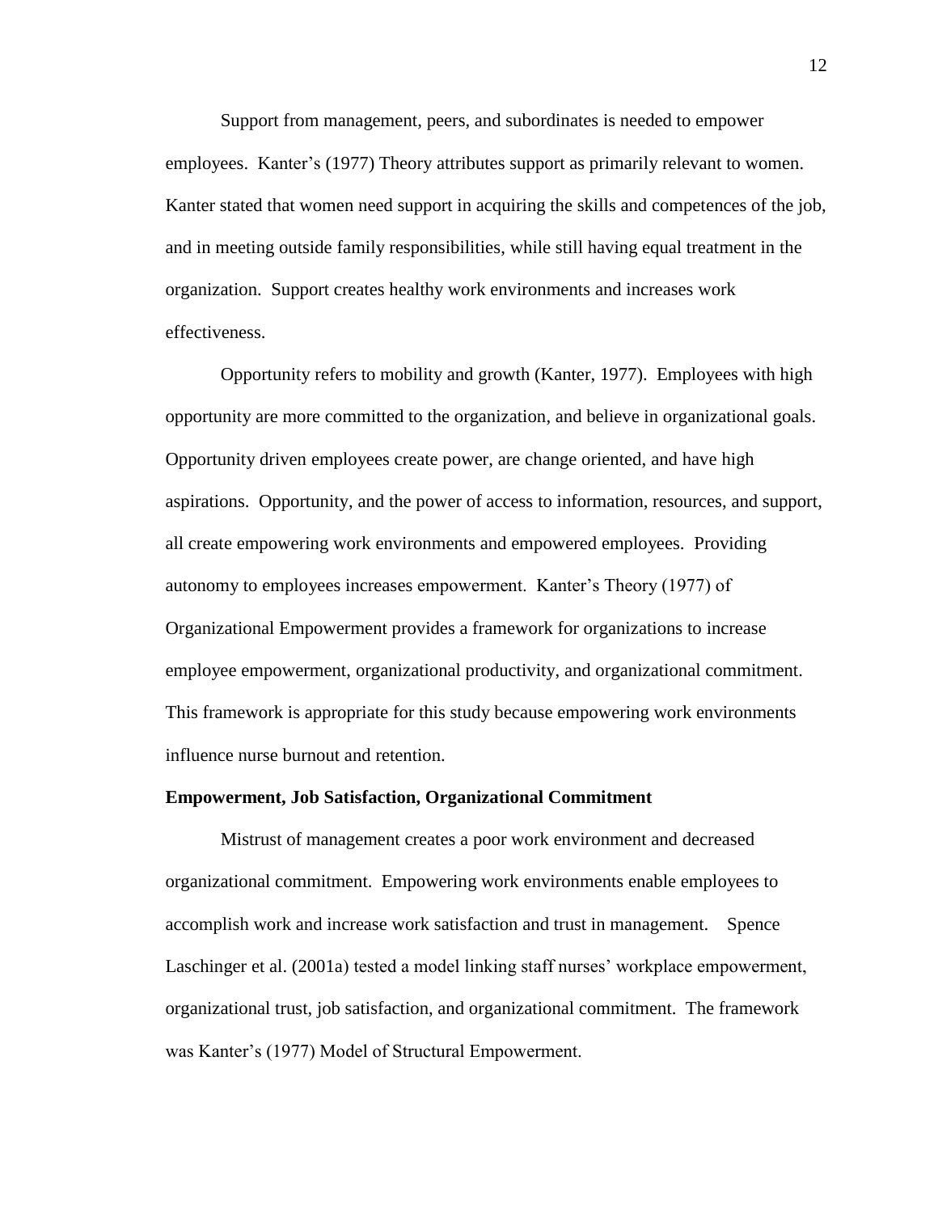Support from management, peers, and subordinates is needed to empower employees. Kanter's (1977) Theory attributes support as primarily relevant to women. Kanter stated that women need support in acquiring the skills and competences of the job, and in meeting outside family responsibilities, while still having equal treatment in the organization. Support creates healthy work environments and increases work effectiveness.

Opportunity refers to mobility and growth (Kanter, 1977). Employees with high opportunity are more committed to the organization, and believe in organizational goals. Opportunity driven employees create power, are change oriented, and have high aspirations. Opportunity, and the power of access to information, resources, and support, all create empowering work environments and empowered employees. Providing autonomy to employees increases empowerment. Kanter's Theory (1977) of Organizational Empowerment provides a framework for organizations to increase employee empowerment, organizational productivity, and organizational commitment. This framework is appropriate for this study because empowering work environments influence nurse burnout and retention.

**Empowerment, Job Satisfaction, Organizational Commitment**

Mistrust of management creates a poor work environment and decreased organizational commitment. Empowering work environments enable employees to accomplish work and increase work satisfaction and trust in management. Spence Laschinger et al. (2001a) tested a model linking staff nurses' workplace empowerment, organizational trust, job satisfaction, and organizational commitment. The framework was Kanter's (1977) Model of Structural Empowerment.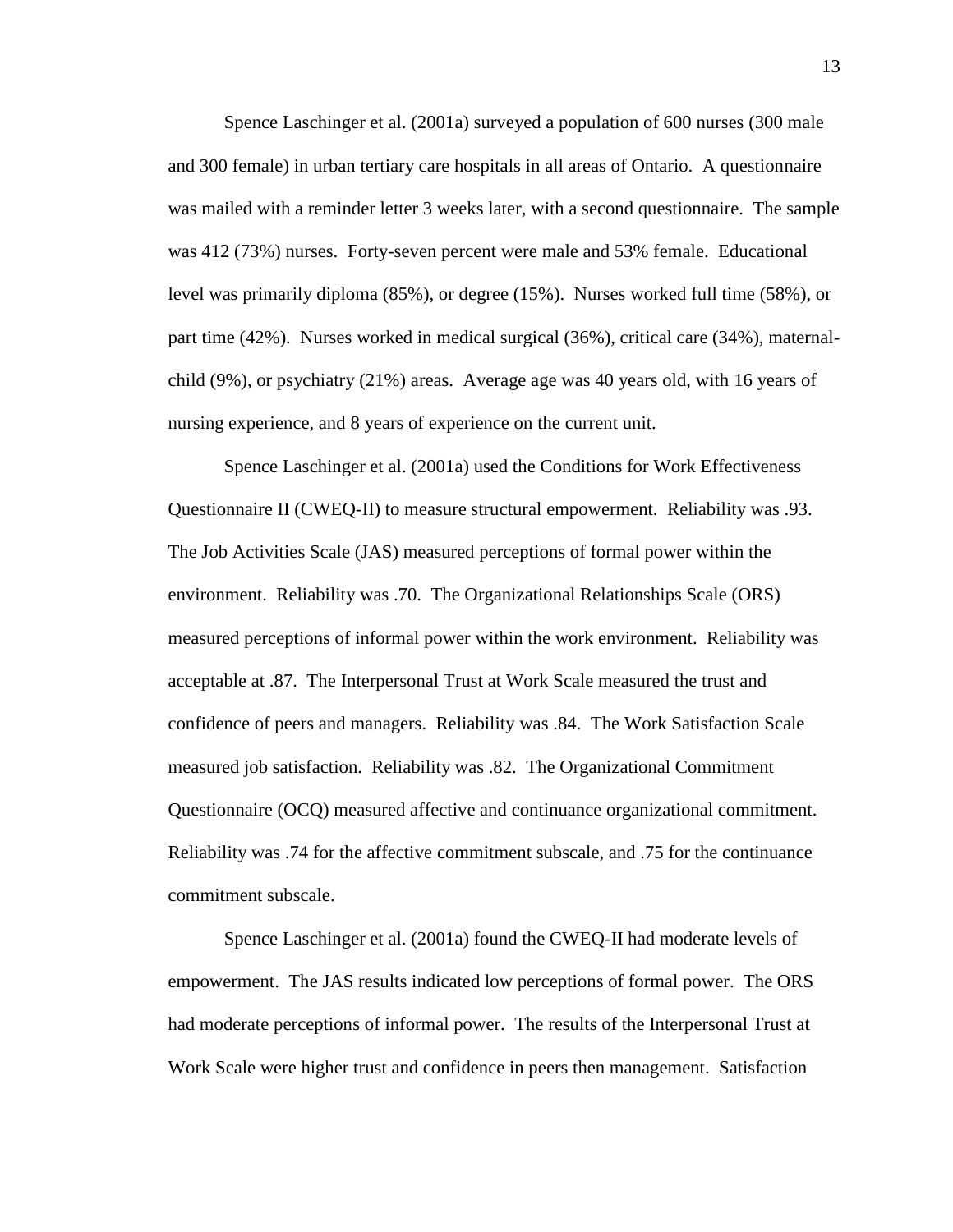Spence Laschinger et al. (2001a) surveyed a population of 600 nurses (300 male and 300 female) in urban tertiary care hospitals in all areas of Ontario. A questionnaire was mailed with a reminder letter 3 weeks later, with a second questionnaire. The sample was 412 (73%) nurses. Forty-seven percent were male and 53% female. Educational level was primarily diploma (85%), or degree (15%). Nurses worked full time (58%), or part time (42%). Nurses worked in medical surgical (36%), critical care (34%), maternal-child (9%), or psychiatry (21%) areas. Average age was 40 years old, with 16 years of nursing experience, and 8 years of experience on the current unit.

Spence Laschinger et al. (2001a) used the Conditions for Work Effectiveness Questionnaire II (CWEQ-II) to measure structural empowerment. Reliability was .93. The Job Activities Scale (JAS) measured perceptions of formal power within the environment. Reliability was .70. The Organizational Relationships Scale (ORS) measured perceptions of informal power within the work environment. Reliability was acceptable at .87. The Interpersonal Trust at Work Scale measured the trust and confidence of peers and managers. Reliability was .84. The Work Satisfaction Scale measured job satisfaction. Reliability was .82. The Organizational Commitment Questionnaire (OCQ) measured affective and continuance organizational commitment. Reliability was .74 for the affective commitment subscale, and .75 for the continuance commitment subscale.

Spence Laschinger et al. (2001a) found the CWEQ-II had moderate levels of empowerment. The JAS results indicated low perceptions of formal power. The ORS had moderate perceptions of informal power. The results of the Interpersonal Trust at Work Scale were higher trust and confidence in peers then management. Satisfaction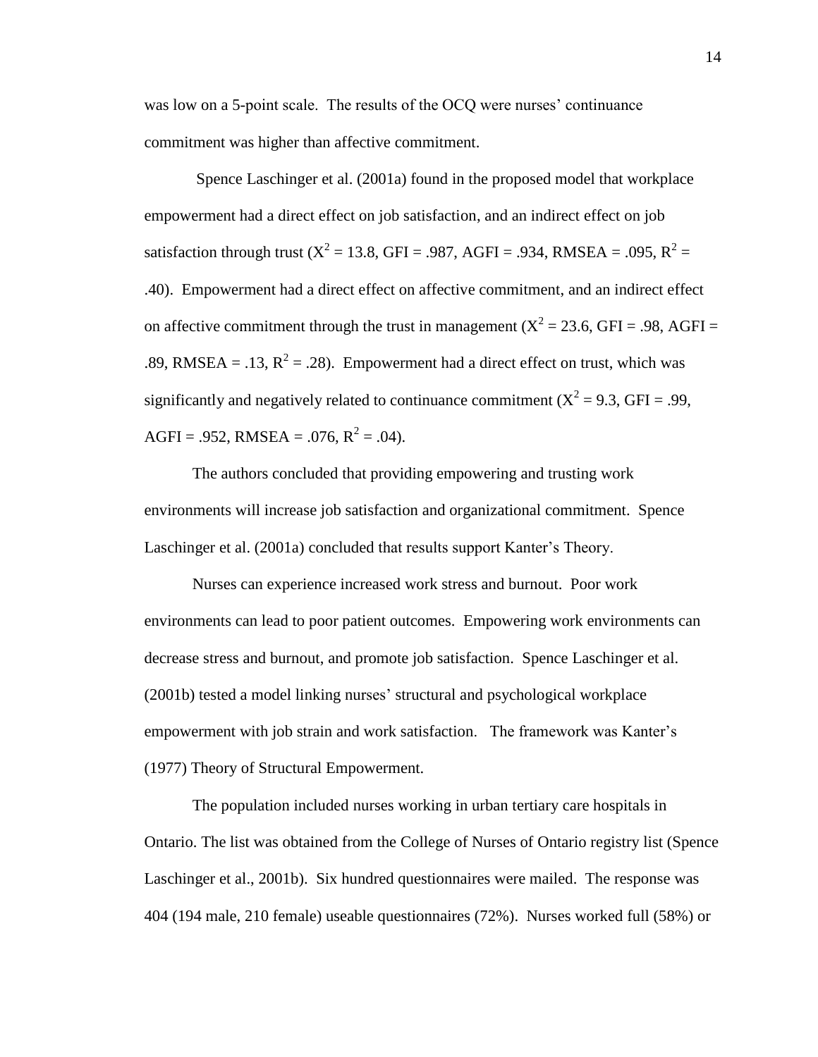was low on a 5-point scale. The results of the OCQ were nurses' continuance commitment was higher than affective commitment.

Spence Laschinger et al. (2001a) found in the proposed model that workplace empowerment had a direct effect on job satisfaction, and an indirect effect on job satisfaction through trust ($X^2$ = 13.8, GFI = .987, AGFI = .934, RMSEA = .095, $R^2$ = .40). Empowerment had a direct effect on affective commitment, and an indirect effect on affective commitment through the trust in management ($X^2$ = 23.6, GFI = .98, AGFI = .89, RMSEA = .13, $R^2$ = .28). Empowerment had a direct effect on trust, which was significantly and negatively related to continuance commitment ($X^2$ = 9.3, GFI = .99, AGFI = .952, RMSEA = .076, $R^2$ = .04).

The authors concluded that providing empowering and trusting work environments will increase job satisfaction and organizational commitment. Spence Laschinger et al. (2001a) concluded that results support Kanter's Theory.

Nurses can experience increased work stress and burnout. Poor work environments can lead to poor patient outcomes. Empowering work environments can decrease stress and burnout, and promote job satisfaction. Spence Laschinger et al. (2001b) tested a model linking nurses' structural and psychological workplace empowerment with job strain and work satisfaction. The framework was Kanter's (1977) Theory of Structural Empowerment.

The population included nurses working in urban tertiary care hospitals in Ontario. The list was obtained from the College of Nurses of Ontario registry list (Spence Laschinger et al., 2001b). Six hundred questionnaires were mailed. The response was 404 (194 male, 210 female) useable questionnaires (72%). Nurses worked full (58%) or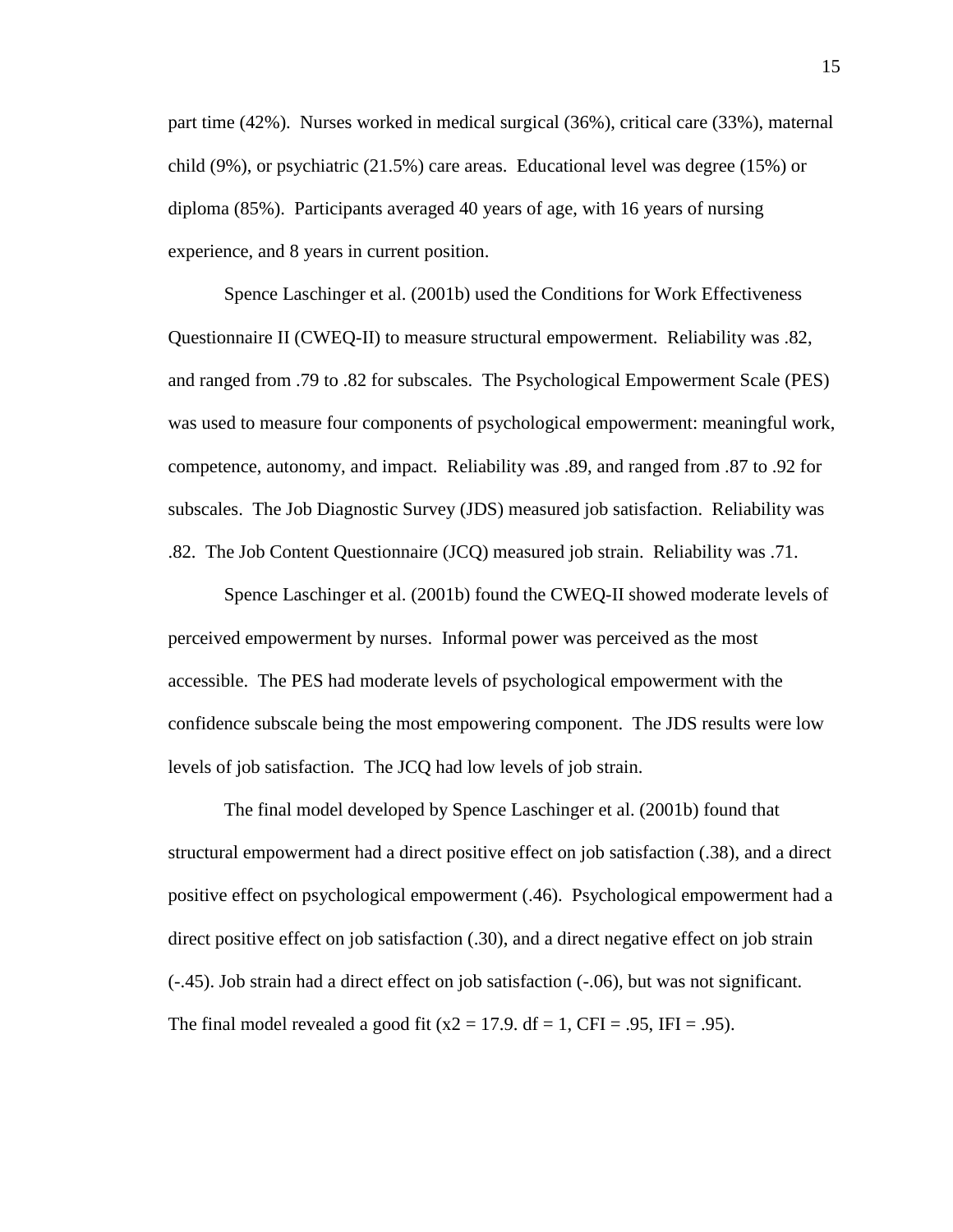part time (42%). Nurses worked in medical surgical (36%), critical care (33%), maternal child (9%), or psychiatric (21.5%) care areas. Educational level was degree (15%) or diploma (85%). Participants averaged 40 years of age, with 16 years of nursing experience, and 8 years in current position.

Spence Laschinger et al. (2001b) used the Conditions for Work Effectiveness Questionnaire II (CWEQ-II) to measure structural empowerment. Reliability was .82, and ranged from .79 to .82 for subscales. The Psychological Empowerment Scale (PES) was used to measure four components of psychological empowerment: meaningful work, competence, autonomy, and impact. Reliability was .89, and ranged from .87 to .92 for subscales. The Job Diagnostic Survey (JDS) measured job satisfaction. Reliability was .82. The Job Content Questionnaire (JCQ) measured job strain. Reliability was .71.

Spence Laschinger et al. (2001b) found the CWEQ-II showed moderate levels of perceived empowerment by nurses. Informal power was perceived as the most accessible. The PES had moderate levels of psychological empowerment with the confidence subscale being the most empowering component. The JDS results were low levels of job satisfaction. The JCQ had low levels of job strain.

The final model developed by Spence Laschinger et al. (2001b) found that structural empowerment had a direct positive effect on job satisfaction (.38), and a direct positive effect on psychological empowerment (.46). Psychological empowerment had a direct positive effect on job satisfaction (.30), and a direct negative effect on job strain (-.45). Job strain had a direct effect on job satisfaction (-.06), but was not significant. The final model revealed a good fit ($x2 = 17.9$. $df = 1$, $CFI = .95$, $IFI = .95$).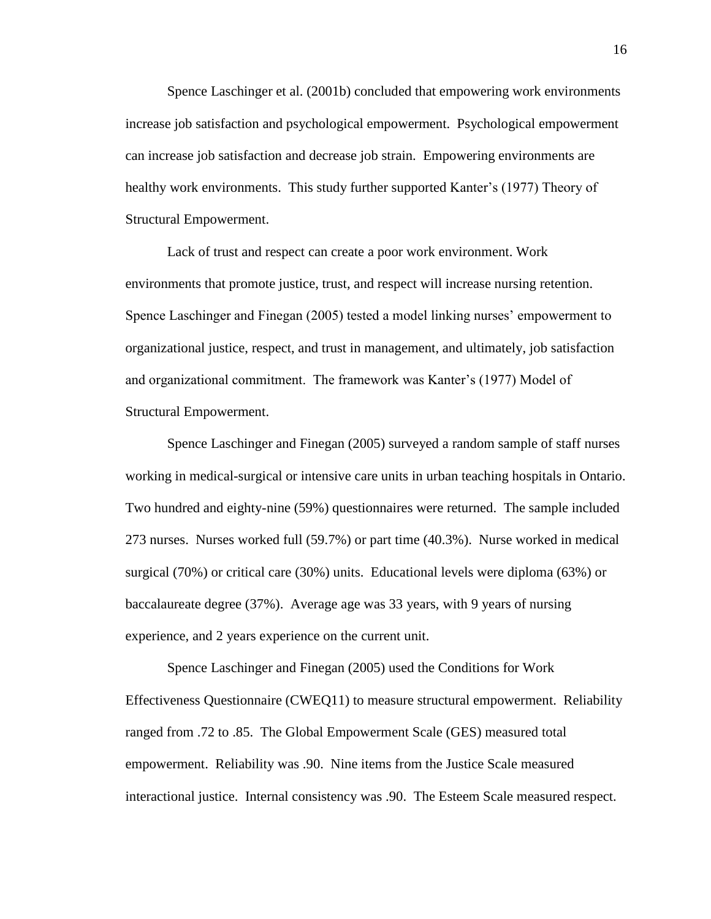Spence Laschinger et al. (2001b) concluded that empowering work environments increase job satisfaction and psychological empowerment. Psychological empowerment can increase job satisfaction and decrease job strain. Empowering environments are healthy work environments. This study further supported Kanter's (1977) Theory of Structural Empowerment.

Lack of trust and respect can create a poor work environment. Work environments that promote justice, trust, and respect will increase nursing retention. Spence Laschinger and Finegan (2005) tested a model linking nurses' empowerment to organizational justice, respect, and trust in management, and ultimately, job satisfaction and organizational commitment. The framework was Kanter's (1977) Model of Structural Empowerment.

Spence Laschinger and Finegan (2005) surveyed a random sample of staff nurses working in medical-surgical or intensive care units in urban teaching hospitals in Ontario. Two hundred and eighty-nine (59%) questionnaires were returned. The sample included 273 nurses. Nurses worked full (59.7%) or part time (40.3%). Nurse worked in medical surgical (70%) or critical care (30%) units. Educational levels were diploma (63%) or baccalaureate degree (37%). Average age was 33 years, with 9 years of nursing experience, and 2 years experience on the current unit.

Spence Laschinger and Finegan (2005) used the Conditions for Work Effectiveness Questionnaire (CWEQ11) to measure structural empowerment. Reliability ranged from .72 to .85. The Global Empowerment Scale (GES) measured total empowerment. Reliability was .90. Nine items from the Justice Scale measured interactional justice. Internal consistency was .90. The Esteem Scale measured respect.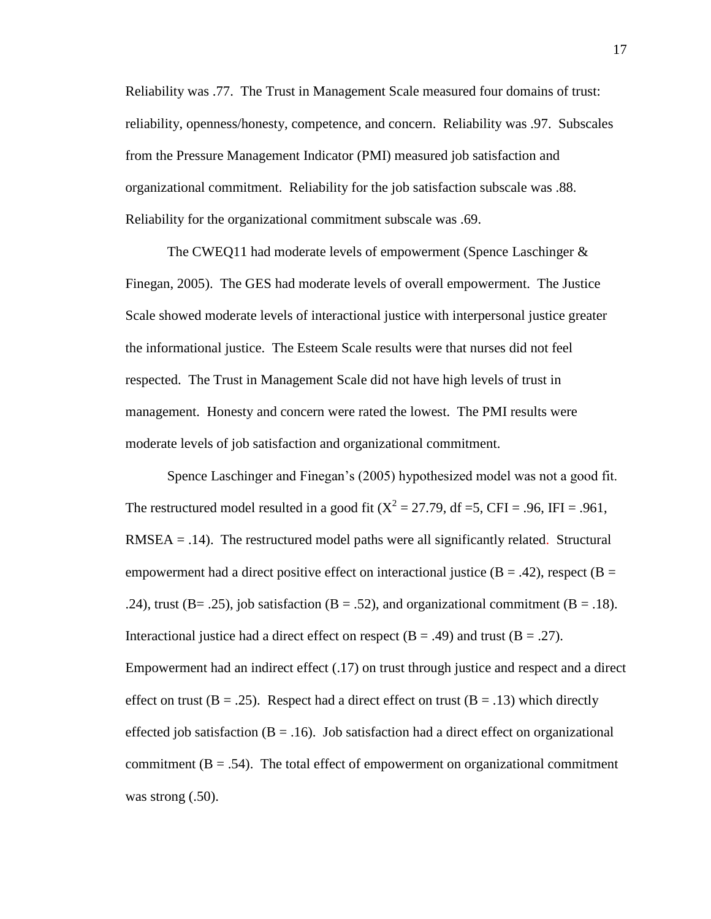Reliability was .77. The Trust in Management Scale measured four domains of trust: reliability, openness/honesty, competence, and concern. Reliability was .97. Subscales from the Pressure Management Indicator (PMI) measured job satisfaction and organizational commitment. Reliability for the job satisfaction subscale was .88. Reliability for the organizational commitment subscale was .69.

The CWEQ11 had moderate levels of empowerment (Spence Laschinger & Finegan, 2005). The GES had moderate levels of overall empowerment. The Justice Scale showed moderate levels of interactional justice with interpersonal justice greater the informational justice. The Esteem Scale results were that nurses did not feel respected. The Trust in Management Scale did not have high levels of trust in management. Honesty and concern were rated the lowest. The PMI results were moderate levels of job satisfaction and organizational commitment.

Spence Laschinger and Finegan's (2005) hypothesized model was not a good fit. The restructured model resulted in a good fit ($X^2 = 27.79$, df =5, CFI = .96, IFI = .961, RMSEA = .14). The restructured model paths were all significantly related. Structural empowerment had a direct positive effect on interactional justice (B = .42), respect (B = .24), trust (B= .25), job satisfaction (B = .52), and organizational commitment (B = .18). Interactional justice had a direct effect on respect (B = .49) and trust (B = .27). Empowerment had an indirect effect (.17) on trust through justice and respect and a direct effect on trust (B = .25). Respect had a direct effect on trust (B = .13) which directly effected job satisfaction (B = .16). Job satisfaction had a direct effect on organizational commitment (B = .54). The total effect of empowerment on organizational commitment was strong (.50).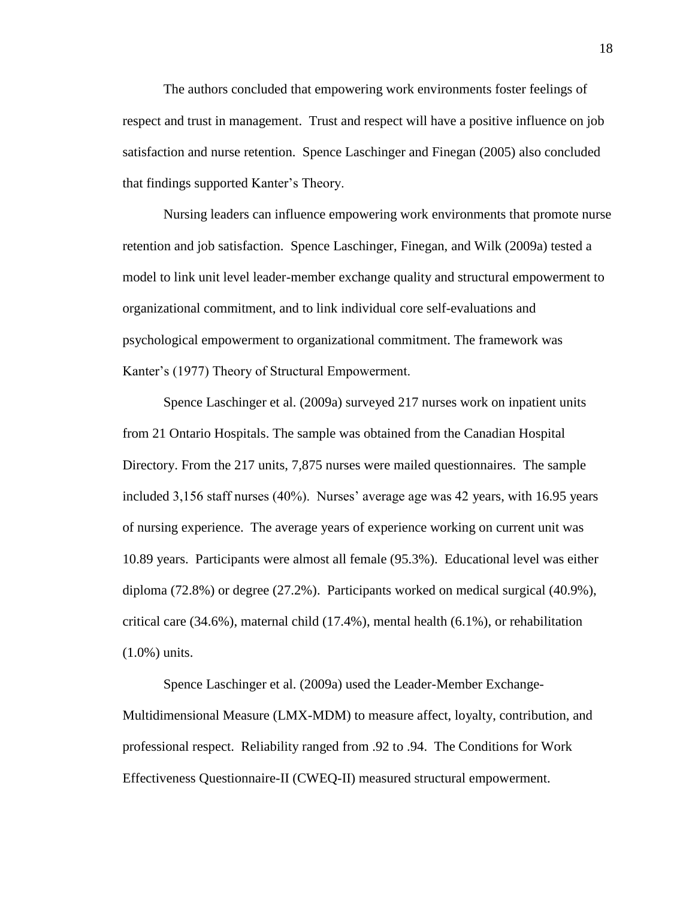The authors concluded that empowering work environments foster feelings of respect and trust in management. Trust and respect will have a positive influence on job satisfaction and nurse retention. Spence Laschinger and Finegan (2005) also concluded that findings supported Kanter's Theory.

Nursing leaders can influence empowering work environments that promote nurse retention and job satisfaction. Spence Laschinger, Finegan, and Wilk (2009a) tested a model to link unit level leader-member exchange quality and structural empowerment to organizational commitment, and to link individual core self-evaluations and psychological empowerment to organizational commitment. The framework was Kanter's (1977) Theory of Structural Empowerment.

Spence Laschinger et al. (2009a) surveyed 217 nurses work on inpatient units from 21 Ontario Hospitals. The sample was obtained from the Canadian Hospital Directory. From the 217 units, 7,875 nurses were mailed questionnaires. The sample included 3,156 staff nurses (40%). Nurses' average age was 42 years, with 16.95 years of nursing experience. The average years of experience working on current unit was 10.89 years. Participants were almost all female (95.3%). Educational level was either diploma (72.8%) or degree (27.2%). Participants worked on medical surgical (40.9%), critical care (34.6%), maternal child (17.4%), mental health (6.1%), or rehabilitation (1.0%) units.

Spence Laschinger et al. (2009a) used the Leader-Member Exchange-Multidimensional Measure (LMX-MDM) to measure affect, loyalty, contribution, and professional respect. Reliability ranged from .92 to .94. The Conditions for Work Effectiveness Questionnaire-II (CWEQ-II) measured structural empowerment.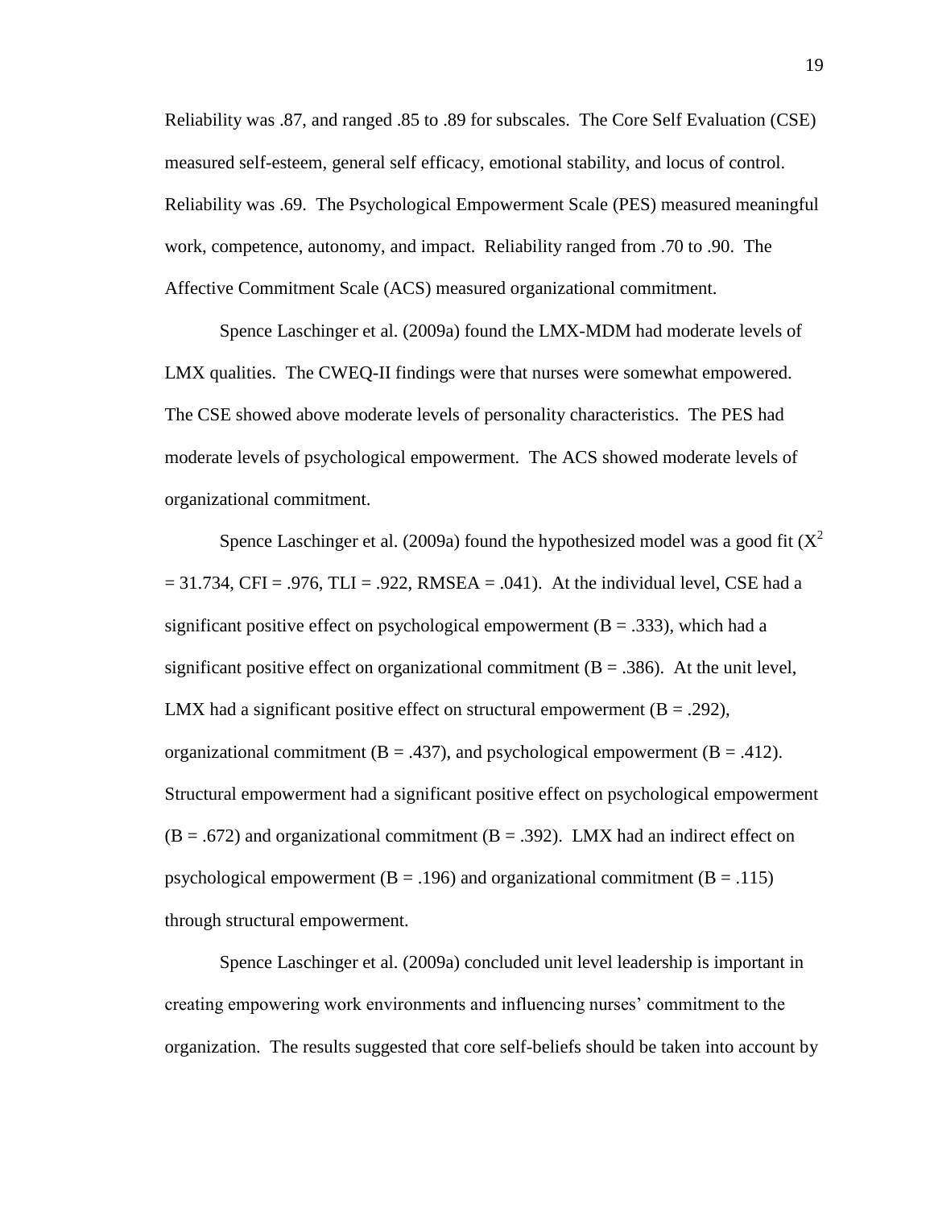Reliability was .87, and ranged .85 to .89 for subscales. The Core Self Evaluation (CSE) measured self-esteem, general self efficacy, emotional stability, and locus of control. Reliability was .69. The Psychological Empowerment Scale (PES) measured meaningful work, competence, autonomy, and impact. Reliability ranged from .70 to .90. The Affective Commitment Scale (ACS) measured organizational commitment.

Spence Laschinger et al. (2009a) found the LMX-MDM had moderate levels of LMX qualities. The CWEQ-II findings were that nurses were somewhat empowered. The CSE showed above moderate levels of personality characteristics. The PES had moderate levels of psychological empowerment. The ACS showed moderate levels of organizational commitment.

Spence Laschinger et al. (2009a) found the hypothesized model was a good fit ($X^2 = 31.734$, CFI = .976, TLI = .922, RMSEA = .041). At the individual level, CSE had a significant positive effect on psychological empowerment (B = .333), which had a significant positive effect on organizational commitment (B = .386). At the unit level, LMX had a significant positive effect on structural empowerment (B = .292), organizational commitment (B = .437), and psychological empowerment (B = .412). Structural empowerment had a significant positive effect on psychological empowerment (B = .672) and organizational commitment (B = .392). LMX had an indirect effect on psychological empowerment (B = .196) and organizational commitment (B = .115) through structural empowerment.

Spence Laschinger et al. (2009a) concluded unit level leadership is important in creating empowering work environments and influencing nurses' commitment to the organization. The results suggested that core self-beliefs should be taken into account by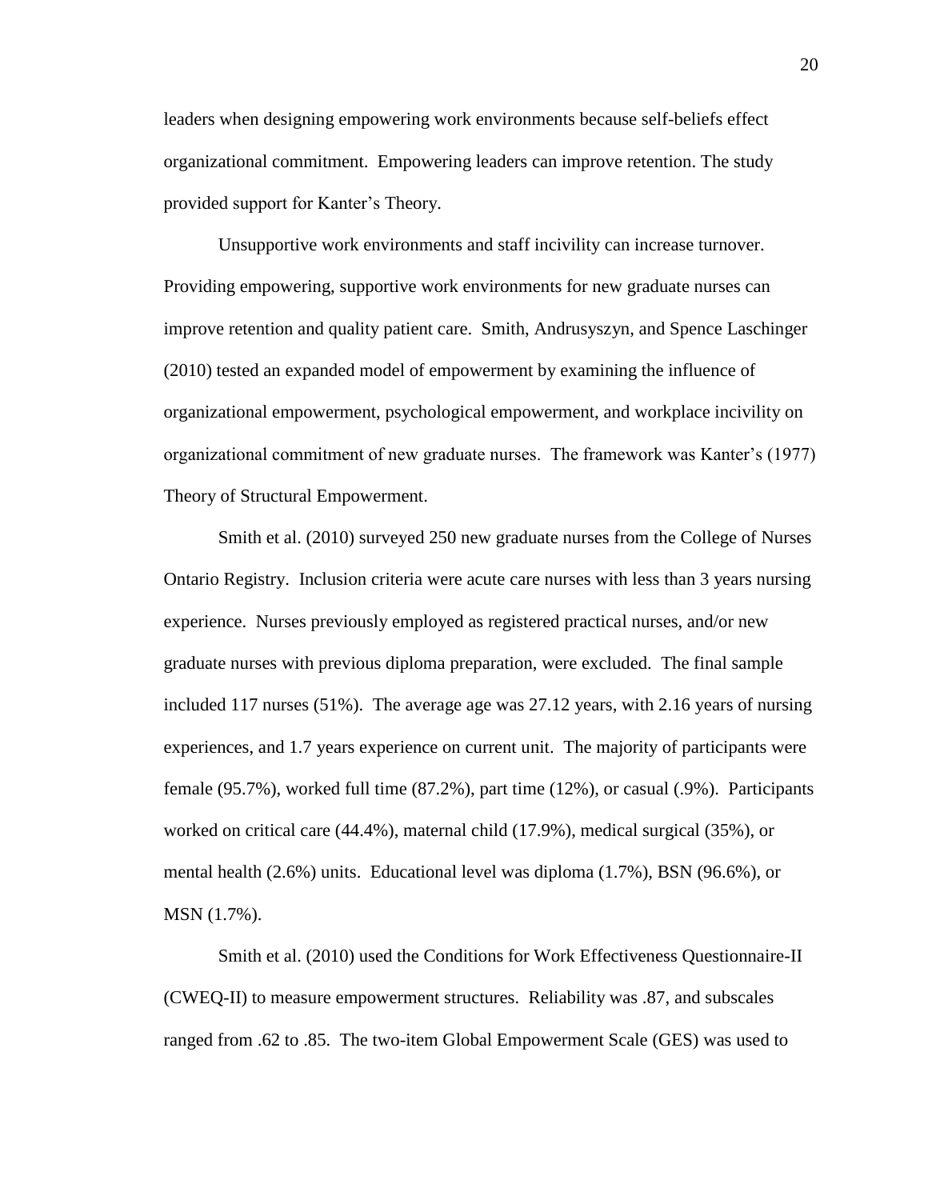leaders when designing empowering work environments because self-beliefs effect organizational commitment. Empowering leaders can improve retention. The study provided support for Kanter's Theory.

Unsupportive work environments and staff incivility can increase turnover. Providing empowering, supportive work environments for new graduate nurses can improve retention and quality patient care. Smith, Andrusyszyn, and Spence Laschinger (2010) tested an expanded model of empowerment by examining the influence of organizational empowerment, psychological empowerment, and workplace incivility on organizational commitment of new graduate nurses. The framework was Kanter's (1977) Theory of Structural Empowerment.

Smith et al. (2010) surveyed 250 new graduate nurses from the College of Nurses Ontario Registry. Inclusion criteria were acute care nurses with less than 3 years nursing experience. Nurses previously employed as registered practical nurses, and/or new graduate nurses with previous diploma preparation, were excluded. The final sample included 117 nurses (51%). The average age was 27.12 years, with 2.16 years of nursing experiences, and 1.7 years experience on current unit. The majority of participants were female (95.7%), worked full time (87.2%), part time (12%), or casual (.9%). Participants worked on critical care (44.4%), maternal child (17.9%), medical surgical (35%), or mental health (2.6%) units. Educational level was diploma (1.7%), BSN (96.6%), or MSN (1.7%).

Smith et al. (2010) used the Conditions for Work Effectiveness Questionnaire-II (CWEQ-II) to measure empowerment structures. Reliability was .87, and subscales ranged from .62 to .85. The two-item Global Empowerment Scale (GES) was used to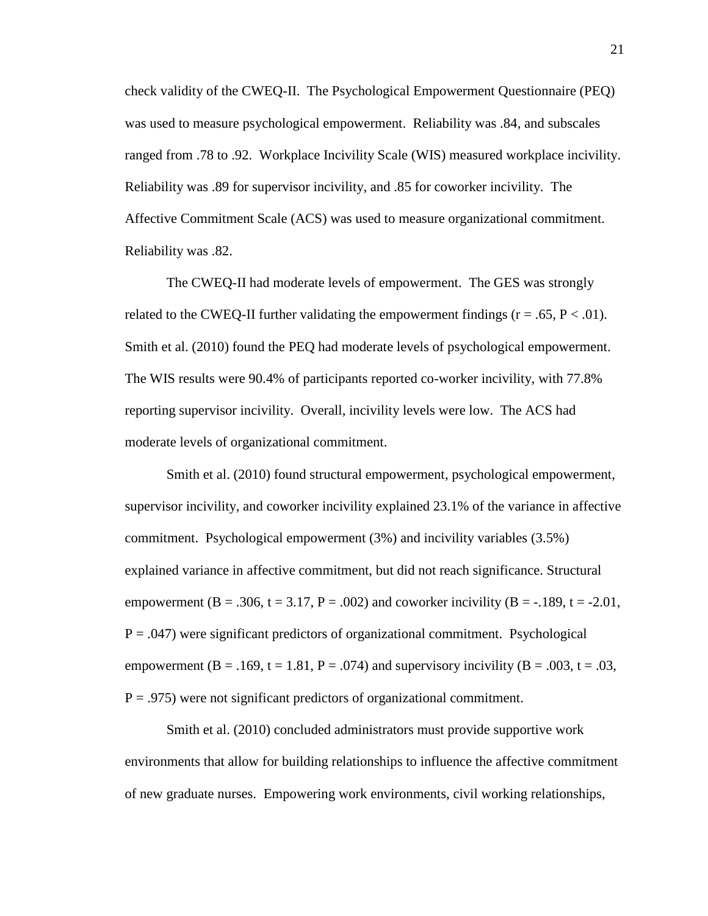check validity of the CWEQ-II. The Psychological Empowerment Questionnaire (PEQ) was used to measure psychological empowerment. Reliability was .84, and subscales ranged from .78 to .92. Workplace Incivility Scale (WIS) measured workplace incivility. Reliability was .89 for supervisor incivility, and .85 for coworker incivility. The Affective Commitment Scale (ACS) was used to measure organizational commitment. Reliability was .82.

The CWEQ-II had moderate levels of empowerment. The GES was strongly related to the CWEQ-II further validating the empowerment findings ($r = .65$, $P < .01$). Smith et al. (2010) found the PEQ had moderate levels of psychological empowerment. The WIS results were 90.4% of participants reported co-worker incivility, with 77.8% reporting supervisor incivility. Overall, incivility levels were low. The ACS had moderate levels of organizational commitment.

Smith et al. (2010) found structural empowerment, psychological empowerment, supervisor incivility, and coworker incivility explained 23.1% of the variance in affective commitment. Psychological empowerment (3%) and incivility variables (3.5%) explained variance in affective commitment, but did not reach significance. Structural empowerment ($B = .306$, $t = 3.17$, $P = .002$) and coworker incivility ($B = -.189$, $t = -2.01$, $P = .047$) were significant predictors of organizational commitment. Psychological empowerment ($B = .169$, $t = 1.81$, $P = .074$) and supervisory incivility ($B = .003$, $t = .03$, $P = .975$) were not significant predictors of organizational commitment.

Smith et al. (2010) concluded administrators must provide supportive work environments that allow for building relationships to influence the affective commitment of new graduate nurses. Empowering work environments, civil working relationships,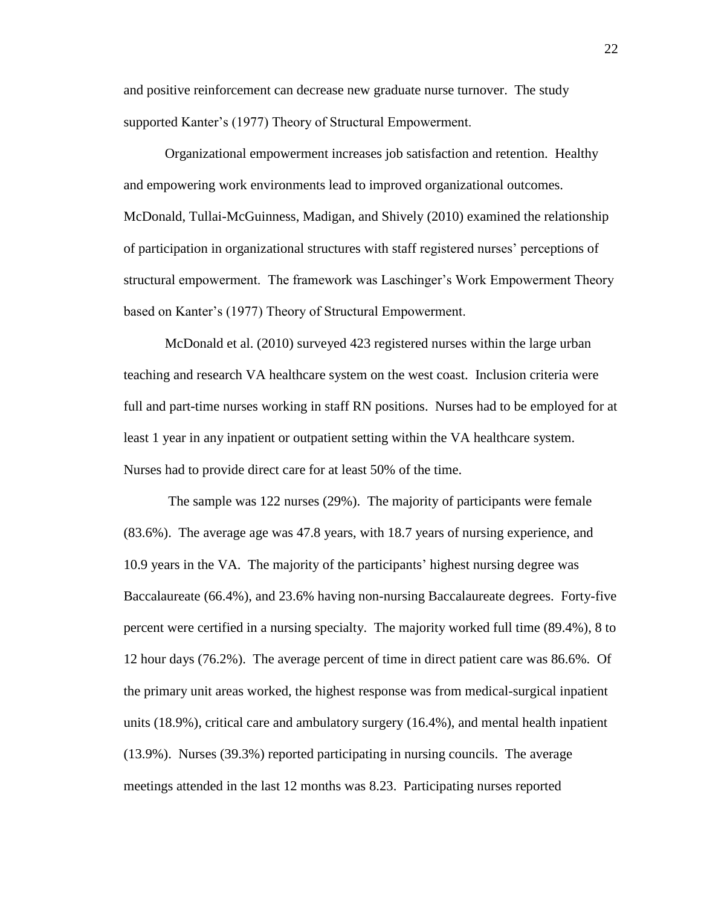and positive reinforcement can decrease new graduate nurse turnover. The study supported Kanter's (1977) Theory of Structural Empowerment.

Organizational empowerment increases job satisfaction and retention. Healthy and empowering work environments lead to improved organizational outcomes. McDonald, Tullai-McGuinness, Madigan, and Shively (2010) examined the relationship of participation in organizational structures with staff registered nurses' perceptions of structural empowerment. The framework was Laschinger's Work Empowerment Theory based on Kanter's (1977) Theory of Structural Empowerment.

McDonald et al. (2010) surveyed 423 registered nurses within the large urban teaching and research VA healthcare system on the west coast. Inclusion criteria were full and part-time nurses working in staff RN positions. Nurses had to be employed for at least 1 year in any inpatient or outpatient setting within the VA healthcare system. Nurses had to provide direct care for at least 50% of the time.

The sample was 122 nurses (29%). The majority of participants were female (83.6%). The average age was 47.8 years, with 18.7 years of nursing experience, and 10.9 years in the VA. The majority of the participants' highest nursing degree was Baccalaureate (66.4%), and 23.6% having non-nursing Baccalaureate degrees. Forty-five percent were certified in a nursing specialty. The majority worked full time (89.4%), 8 to 12 hour days (76.2%). The average percent of time in direct patient care was 86.6%. Of the primary unit areas worked, the highest response was from medical-surgical inpatient units (18.9%), critical care and ambulatory surgery (16.4%), and mental health inpatient (13.9%). Nurses (39.3%) reported participating in nursing councils. The average meetings attended in the last 12 months was 8.23. Participating nurses reported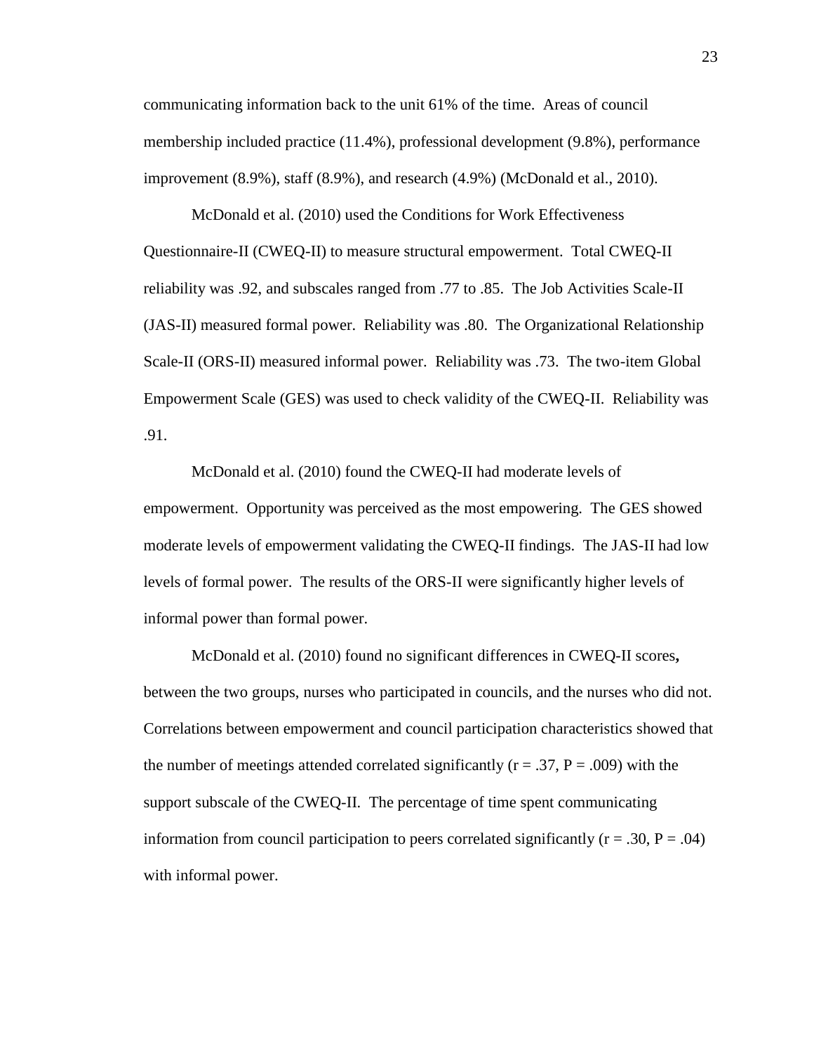communicating information back to the unit 61% of the time. Areas of council membership included practice (11.4%), professional development (9.8%), performance improvement (8.9%), staff (8.9%), and research (4.9%) (McDonald et al., 2010).

McDonald et al. (2010) used the Conditions for Work Effectiveness Questionnaire-II (CWEQ-II) to measure structural empowerment. Total CWEQ-II reliability was .92, and subscales ranged from .77 to .85. The Job Activities Scale-II (JAS-II) measured formal power. Reliability was .80. The Organizational Relationship Scale-II (ORS-II) measured informal power. Reliability was .73. The two-item Global Empowerment Scale (GES) was used to check validity of the CWEQ-II. Reliability was .91.

McDonald et al. (2010) found the CWEQ-II had moderate levels of empowerment. Opportunity was perceived as the most empowering. The GES showed moderate levels of empowerment validating the CWEQ-II findings. The JAS-II had low levels of formal power. The results of the ORS-II were significantly higher levels of informal power than formal power.

McDonald et al. (2010) found no significant differences in CWEQ-II scores**,** between the two groups, nurses who participated in councils, and the nurses who did not. Correlations between empowerment and council participation characteristics showed that the number of meetings attended correlated significantly ($r = .37$, $P = .009$) with the support subscale of the CWEQ-II. The percentage of time spent communicating information from council participation to peers correlated significantly ($r = .30$, $P = .04$) with informal power.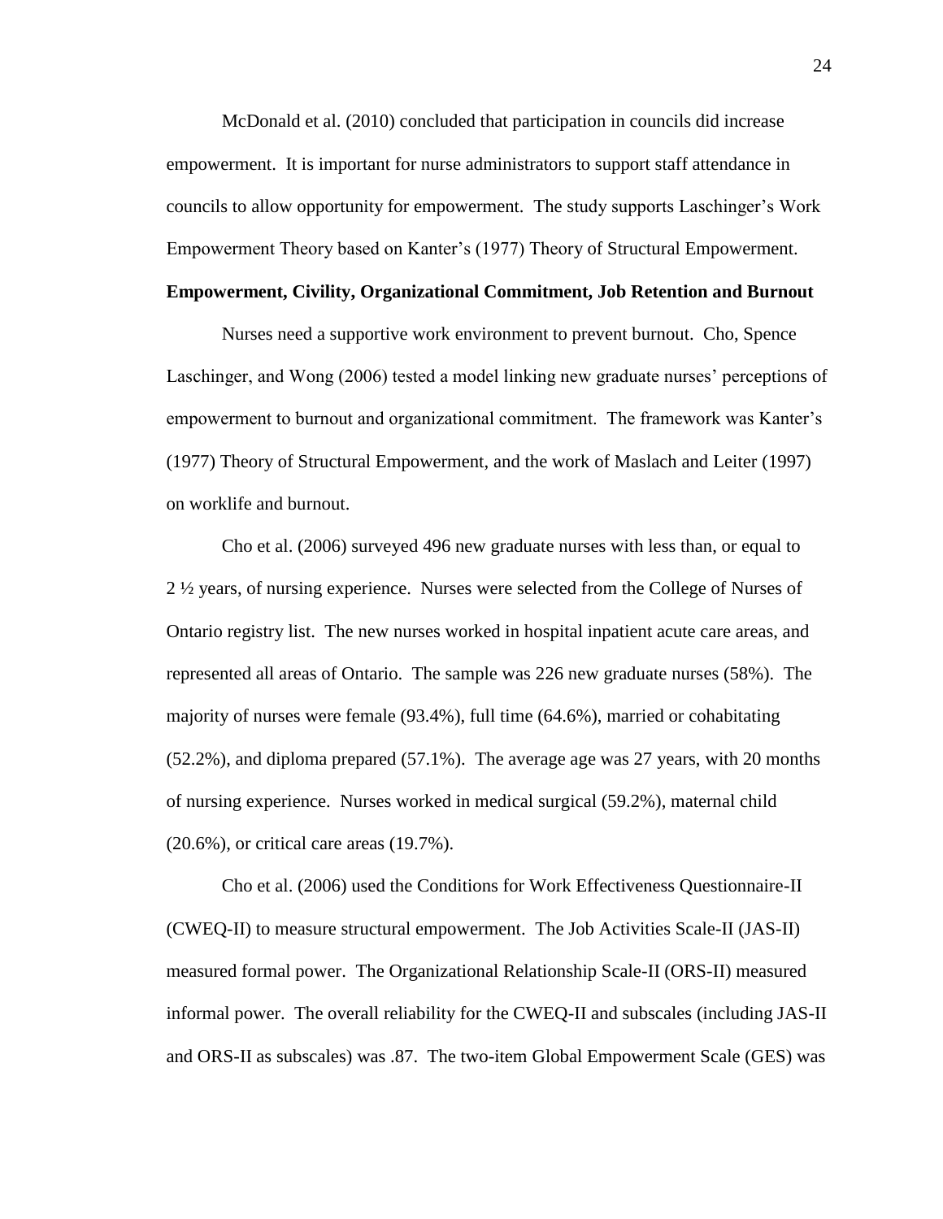McDonald et al. (2010) concluded that participation in councils did increase empowerment. It is important for nurse administrators to support staff attendance in councils to allow opportunity for empowerment. The study supports Laschinger's Work Empowerment Theory based on Kanter's (1977) Theory of Structural Empowerment.

**Empowerment, Civility, Organizational Commitment, Job Retention and Burnout**

Nurses need a supportive work environment to prevent burnout. Cho, Spence Laschinger, and Wong (2006) tested a model linking new graduate nurses' perceptions of empowerment to burnout and organizational commitment. The framework was Kanter's (1977) Theory of Structural Empowerment, and the work of Maslach and Leiter (1997) on worklife and burnout.

Cho et al. (2006) surveyed 496 new graduate nurses with less than, or equal to 2 ½ years, of nursing experience. Nurses were selected from the College of Nurses of Ontario registry list. The new nurses worked in hospital inpatient acute care areas, and represented all areas of Ontario. The sample was 226 new graduate nurses (58%). The majority of nurses were female (93.4%), full time (64.6%), married or cohabitating (52.2%), and diploma prepared (57.1%). The average age was 27 years, with 20 months of nursing experience. Nurses worked in medical surgical (59.2%), maternal child (20.6%), or critical care areas (19.7%).

Cho et al. (2006) used the Conditions for Work Effectiveness Questionnaire-II (CWEQ-II) to measure structural empowerment. The Job Activities Scale-II (JAS-II) measured formal power. The Organizational Relationship Scale-II (ORS-II) measured informal power. The overall reliability for the CWEQ-II and subscales (including JAS-II and ORS-II as subscales) was .87. The two-item Global Empowerment Scale (GES) was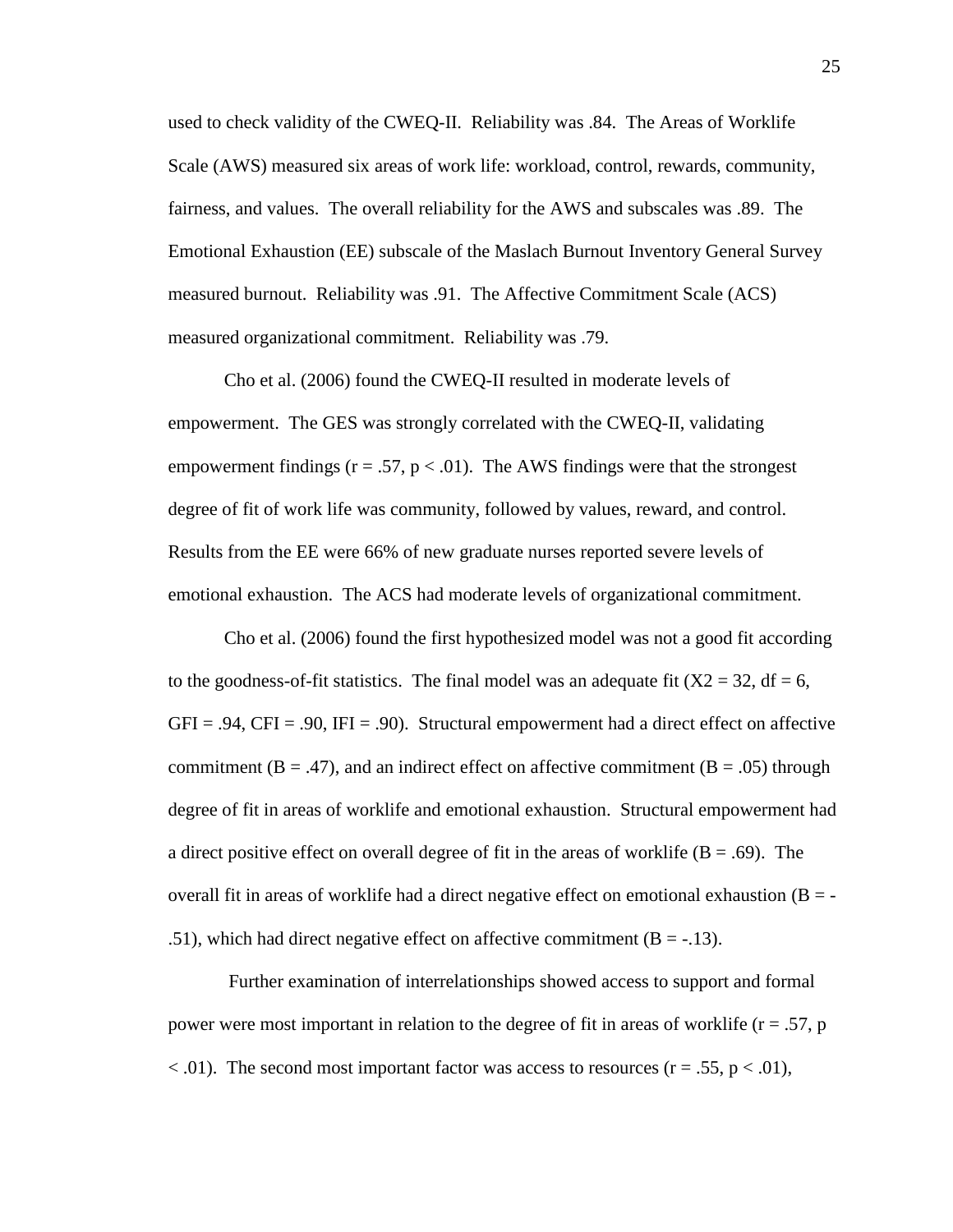used to check validity of the CWEQ-II. Reliability was .84. The Areas of Worklife Scale (AWS) measured six areas of work life: workload, control, rewards, community, fairness, and values. The overall reliability for the AWS and subscales was .89. The Emotional Exhaustion (EE) subscale of the Maslach Burnout Inventory General Survey measured burnout. Reliability was .91. The Affective Commitment Scale (ACS) measured organizational commitment. Reliability was .79.

Cho et al. (2006) found the CWEQ-II resulted in moderate levels of empowerment. The GES was strongly correlated with the CWEQ-II, validating empowerment findings ($r = .57$, $p < .01$). The AWS findings were that the strongest degree of fit of work life was community, followed by values, reward, and control. Results from the EE were 66% of new graduate nurses reported severe levels of emotional exhaustion. The ACS had moderate levels of organizational commitment.

Cho et al. (2006) found the first hypothesized model was not a good fit according to the goodness-of-fit statistics. The final model was an adequate fit ($X2 = 32$, $df = 6$, $GFI = .94$, $CFI = .90$, $IFI = .90$). Structural empowerment had a direct effect on affective commitment ($B = .47$), and an indirect effect on affective commitment ($B = .05$) through degree of fit in areas of worklife and emotional exhaustion. Structural empowerment had a direct positive effect on overall degree of fit in the areas of worklife ($B = .69$). The overall fit in areas of worklife had a direct negative effect on emotional exhaustion ($B = -.51$), which had direct negative effect on affective commitment ($B = -.13$).

Further examination of interrelationships showed access to support and formal power were most important in relation to the degree of fit in areas of worklife ($r = .57$, $p < .01$). The second most important factor was access to resources ($r = .55$, $p < .01$),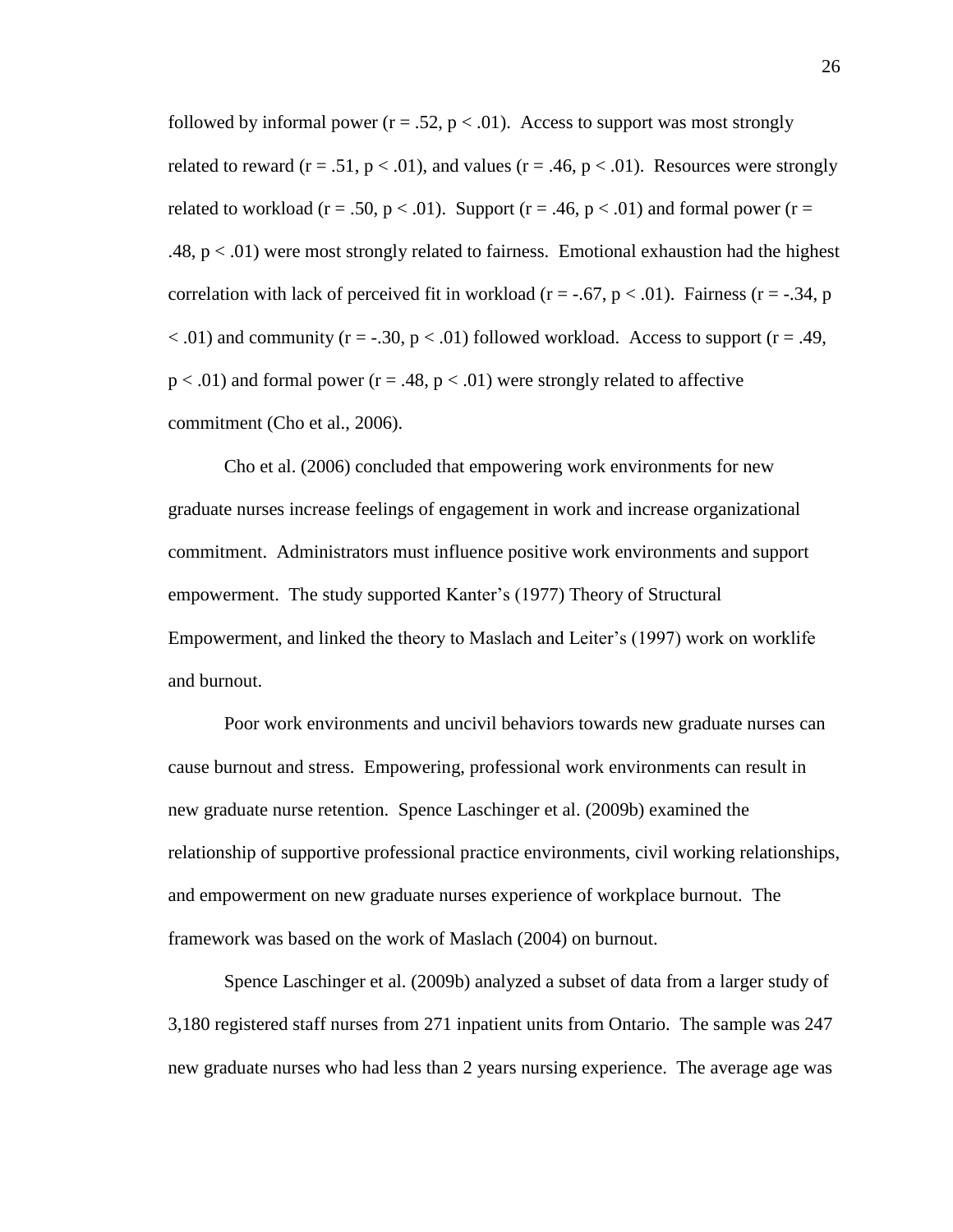followed by informal power ($r = .52$, $p < .01$). Access to support was most strongly related to reward ($r = .51$, $p < .01$), and values ($r = .46$, $p < .01$). Resources were strongly related to workload ($r = .50$, $p < .01$). Support ($r = .46$, $p < .01$) and formal power ($r = .48$, $p < .01$) were most strongly related to fairness. Emotional exhaustion had the highest correlation with lack of perceived fit in workload ($r = -.67$, $p < .01$). Fairness ($r = -.34$, $p < .01$) and community ($r = -.30$, $p < .01$) followed workload. Access to support ($r = .49$, $p < .01$) and formal power ($r = .48$, $p < .01$) were strongly related to affective commitment (Cho et al., 2006).

Cho et al. (2006) concluded that empowering work environments for new graduate nurses increase feelings of engagement in work and increase organizational commitment. Administrators must influence positive work environments and support empowerment. The study supported Kanter's (1977) Theory of Structural Empowerment, and linked the theory to Maslach and Leiter's (1997) work on worklife and burnout.

Poor work environments and uncivil behaviors towards new graduate nurses can cause burnout and stress. Empowering, professional work environments can result in new graduate nurse retention. Spence Laschinger et al. (2009b) examined the relationship of supportive professional practice environments, civil working relationships, and empowerment on new graduate nurses experience of workplace burnout. The framework was based on the work of Maslach (2004) on burnout.

Spence Laschinger et al. (2009b) analyzed a subset of data from a larger study of 3,180 registered staff nurses from 271 inpatient units from Ontario. The sample was 247 new graduate nurses who had less than 2 years nursing experience. The average age was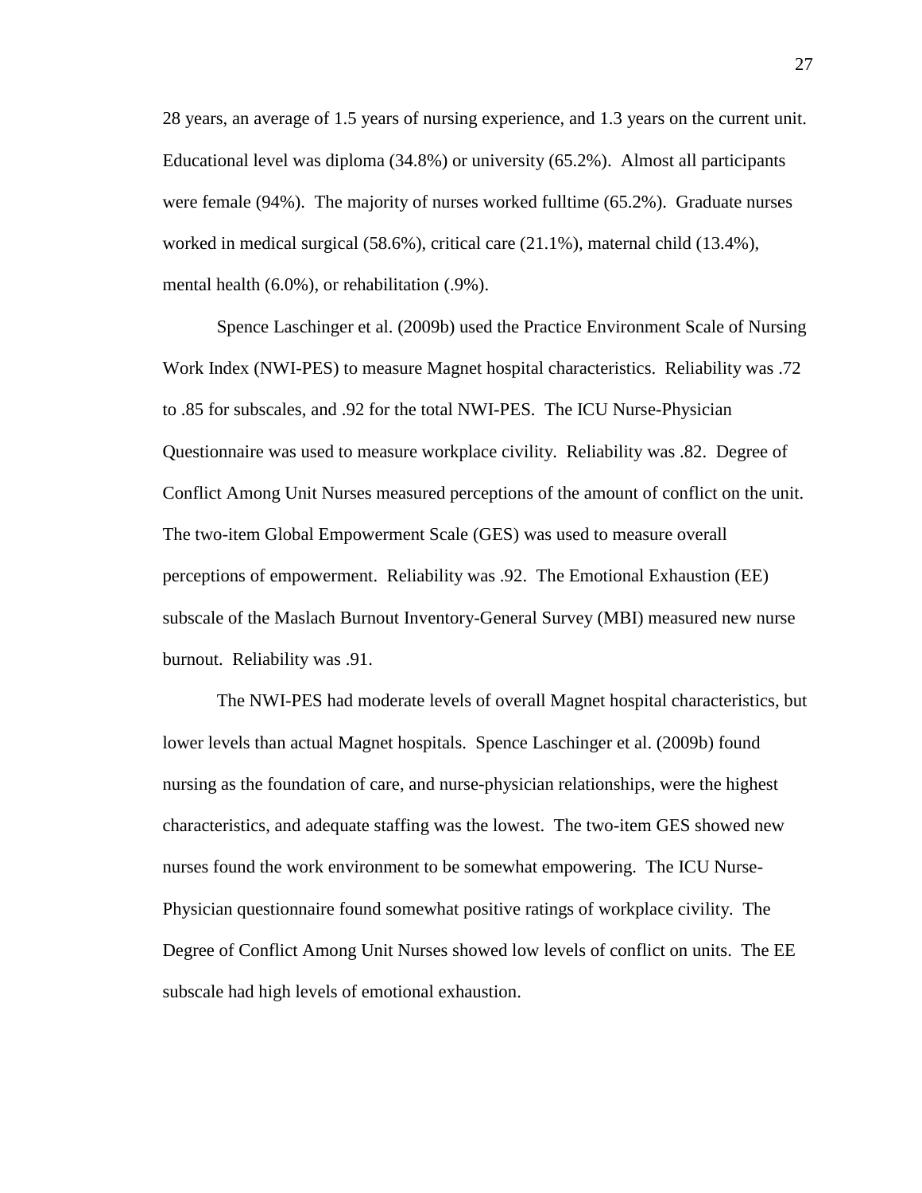28 years, an average of 1.5 years of nursing experience, and 1.3 years on the current unit. Educational level was diploma (34.8%) or university (65.2%). Almost all participants were female (94%). The majority of nurses worked fulltime (65.2%). Graduate nurses worked in medical surgical (58.6%), critical care (21.1%), maternal child (13.4%), mental health (6.0%), or rehabilitation (.9%).

Spence Laschinger et al. (2009b) used the Practice Environment Scale of Nursing Work Index (NWI-PES) to measure Magnet hospital characteristics. Reliability was .72 to .85 for subscales, and .92 for the total NWI-PES. The ICU Nurse-Physician Questionnaire was used to measure workplace civility. Reliability was .82. Degree of Conflict Among Unit Nurses measured perceptions of the amount of conflict on the unit. The two-item Global Empowerment Scale (GES) was used to measure overall perceptions of empowerment. Reliability was .92. The Emotional Exhaustion (EE) subscale of the Maslach Burnout Inventory-General Survey (MBI) measured new nurse burnout. Reliability was .91.

The NWI-PES had moderate levels of overall Magnet hospital characteristics, but lower levels than actual Magnet hospitals. Spence Laschinger et al. (2009b) found nursing as the foundation of care, and nurse-physician relationships, were the highest characteristics, and adequate staffing was the lowest. The two-item GES showed new nurses found the work environment to be somewhat empowering. The ICU Nurse-Physician questionnaire found somewhat positive ratings of workplace civility. The Degree of Conflict Among Unit Nurses showed low levels of conflict on units. The EE subscale had high levels of emotional exhaustion.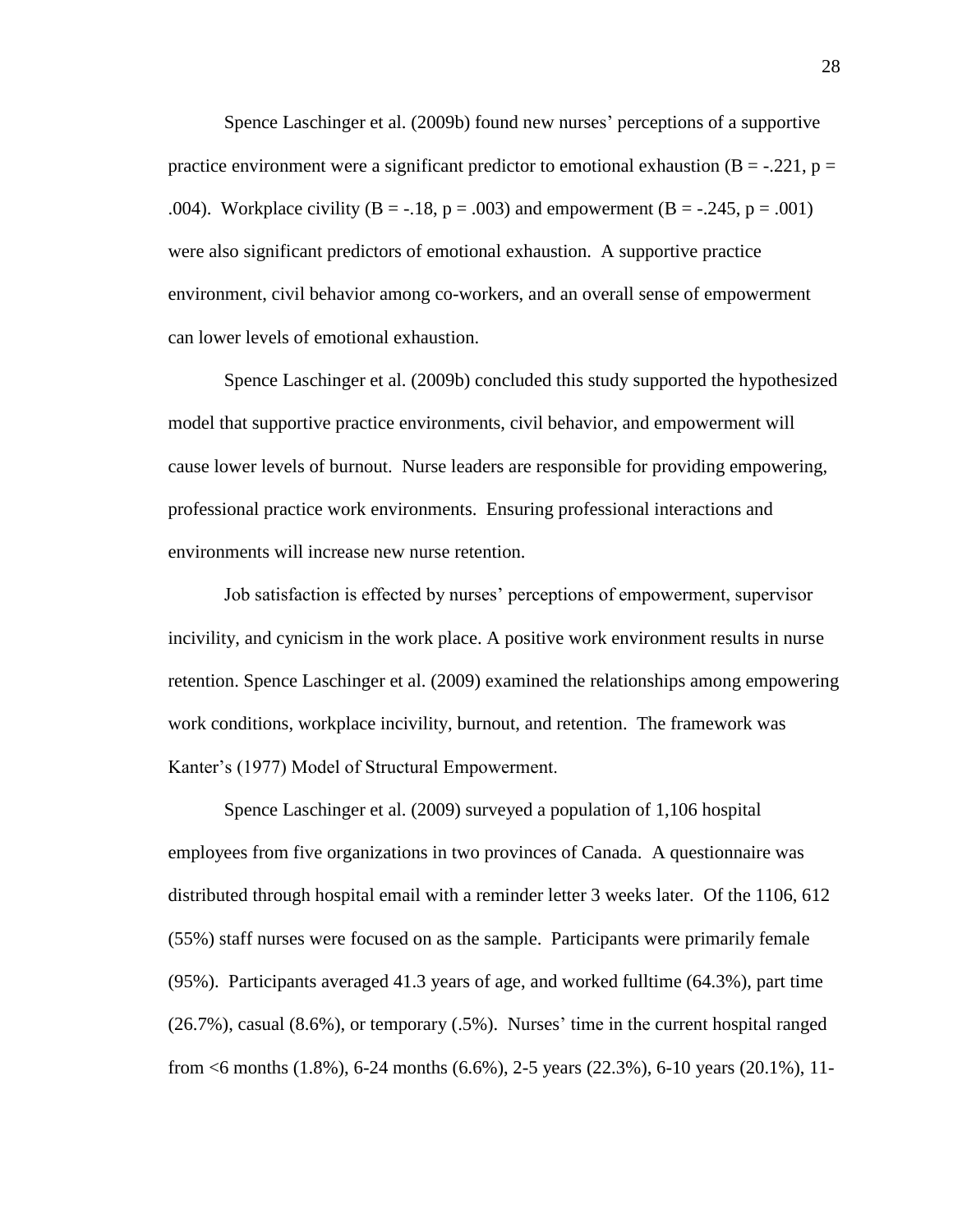Spence Laschinger et al. (2009b) found new nurses' perceptions of a supportive practice environment were a significant predictor to emotional exhaustion ($B = -.221$, $p = .004$). Workplace civility ($B = -.18$, $p = .003$) and empowerment ($B = -.245$, $p = .001$) were also significant predictors of emotional exhaustion. A supportive practice environment, civil behavior among co-workers, and an overall sense of empowerment can lower levels of emotional exhaustion.

Spence Laschinger et al. (2009b) concluded this study supported the hypothesized model that supportive practice environments, civil behavior, and empowerment will cause lower levels of burnout. Nurse leaders are responsible for providing empowering, professional practice work environments. Ensuring professional interactions and environments will increase new nurse retention.

Job satisfaction is effected by nurses' perceptions of empowerment, supervisor incivility, and cynicism in the work place. A positive work environment results in nurse retention. Spence Laschinger et al. (2009) examined the relationships among empowering work conditions, workplace incivility, burnout, and retention. The framework was Kanter's (1977) Model of Structural Empowerment.

Spence Laschinger et al. (2009) surveyed a population of 1,106 hospital employees from five organizations in two provinces of Canada. A questionnaire was distributed through hospital email with a reminder letter 3 weeks later. Of the 1106, 612 (55%) staff nurses were focused on as the sample. Participants were primarily female (95%). Participants averaged 41.3 years of age, and worked fulltime (64.3%), part time (26.7%), casual (8.6%), or temporary (.5%). Nurses' time in the current hospital ranged from <6 months (1.8%), 6-24 months (6.6%), 2-5 years (22.3%), 6-10 years (20.1%), 11-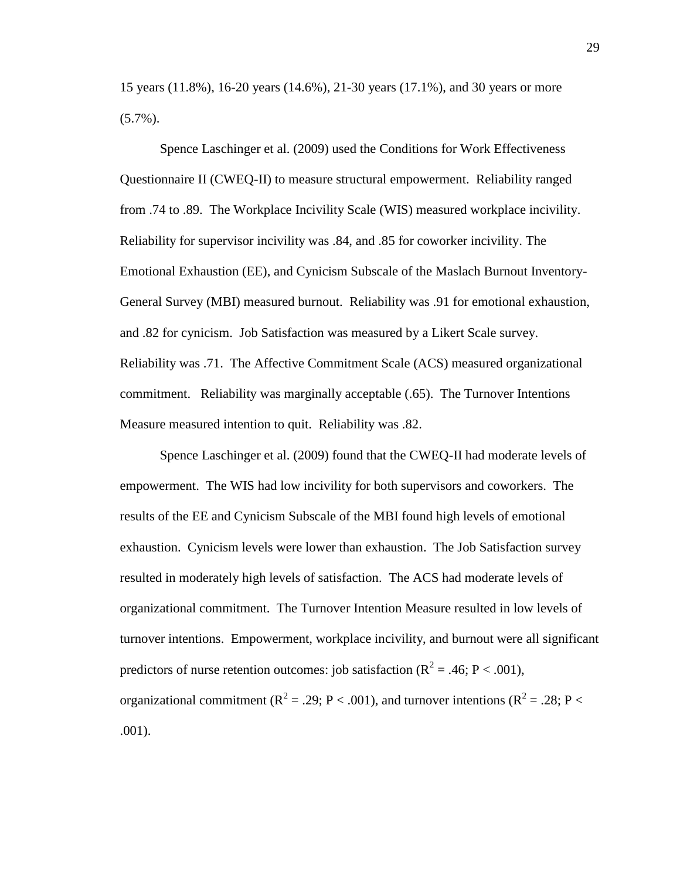15 years (11.8%), 16-20 years (14.6%), 21-30 years (17.1%), and 30 years or more (5.7%).

Spence Laschinger et al. (2009) used the Conditions for Work Effectiveness Questionnaire II (CWEQ-II) to measure structural empowerment. Reliability ranged from .74 to .89. The Workplace Incivility Scale (WIS) measured workplace incivility. Reliability for supervisor incivility was .84, and .85 for coworker incivility. The Emotional Exhaustion (EE), and Cynicism Subscale of the Maslach Burnout Inventory-General Survey (MBI) measured burnout. Reliability was .91 for emotional exhaustion, and .82 for cynicism. Job Satisfaction was measured by a Likert Scale survey. Reliability was .71. The Affective Commitment Scale (ACS) measured organizational commitment. Reliability was marginally acceptable (.65). The Turnover Intentions Measure measured intention to quit. Reliability was .82.

Spence Laschinger et al. (2009) found that the CWEQ-II had moderate levels of empowerment. The WIS had low incivility for both supervisors and coworkers. The results of the EE and Cynicism Subscale of the MBI found high levels of emotional exhaustion. Cynicism levels were lower than exhaustion. The Job Satisfaction survey resulted in moderately high levels of satisfaction. The ACS had moderate levels of organizational commitment. The Turnover Intention Measure resulted in low levels of turnover intentions. Empowerment, workplace incivility, and burnout were all significant predictors of nurse retention outcomes: job satisfaction ($R^2 = .46$; $P < .001$), organizational commitment ($R^2 = .29$; $P < .001$), and turnover intentions ($R^2 = .28$; $P < .001$).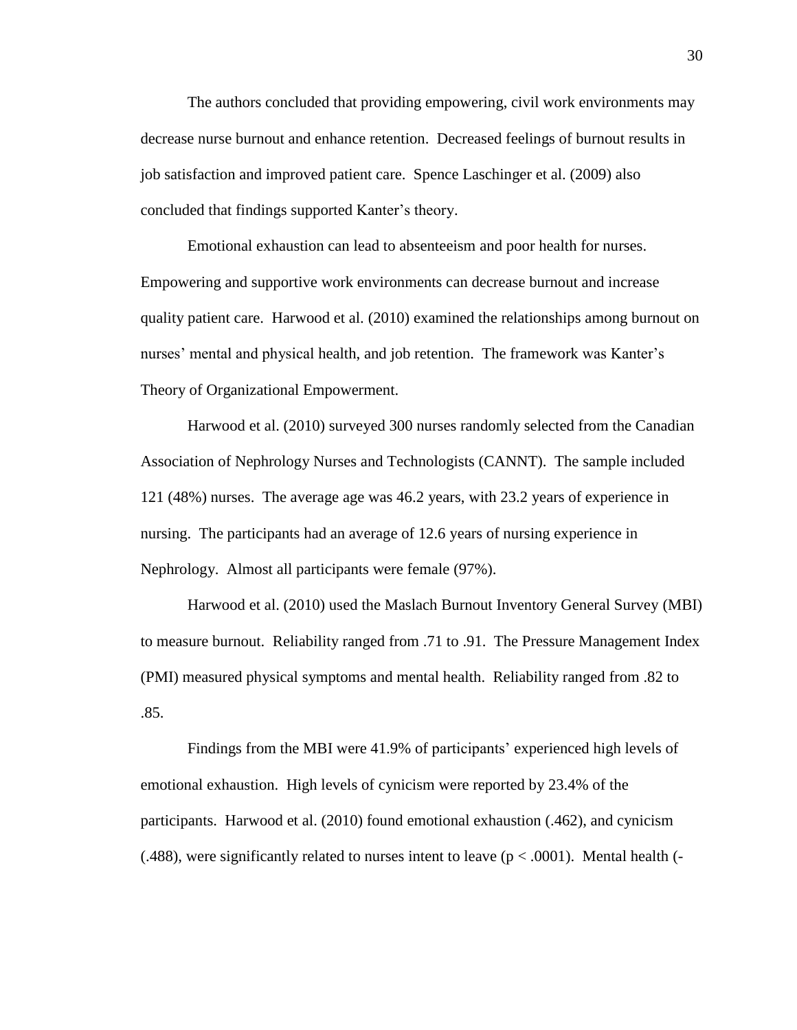The authors concluded that providing empowering, civil work environments may decrease nurse burnout and enhance retention. Decreased feelings of burnout results in job satisfaction and improved patient care. Spence Laschinger et al. (2009) also concluded that findings supported Kanter's theory.

Emotional exhaustion can lead to absenteeism and poor health for nurses. Empowering and supportive work environments can decrease burnout and increase quality patient care. Harwood et al. (2010) examined the relationships among burnout on nurses' mental and physical health, and job retention. The framework was Kanter's Theory of Organizational Empowerment.

Harwood et al. (2010) surveyed 300 nurses randomly selected from the Canadian Association of Nephrology Nurses and Technologists (CANNT). The sample included 121 (48%) nurses. The average age was 46.2 years, with 23.2 years of experience in nursing. The participants had an average of 12.6 years of nursing experience in Nephrology. Almost all participants were female (97%).

Harwood et al. (2010) used the Maslach Burnout Inventory General Survey (MBI) to measure burnout. Reliability ranged from .71 to .91. The Pressure Management Index (PMI) measured physical symptoms and mental health. Reliability ranged from .82 to .85.

Findings from the MBI were 41.9% of participants' experienced high levels of emotional exhaustion. High levels of cynicism were reported by 23.4% of the participants. Harwood et al. (2010) found emotional exhaustion (.462), and cynicism (.488), were significantly related to nurses intent to leave ($p < .0001$). Mental health (-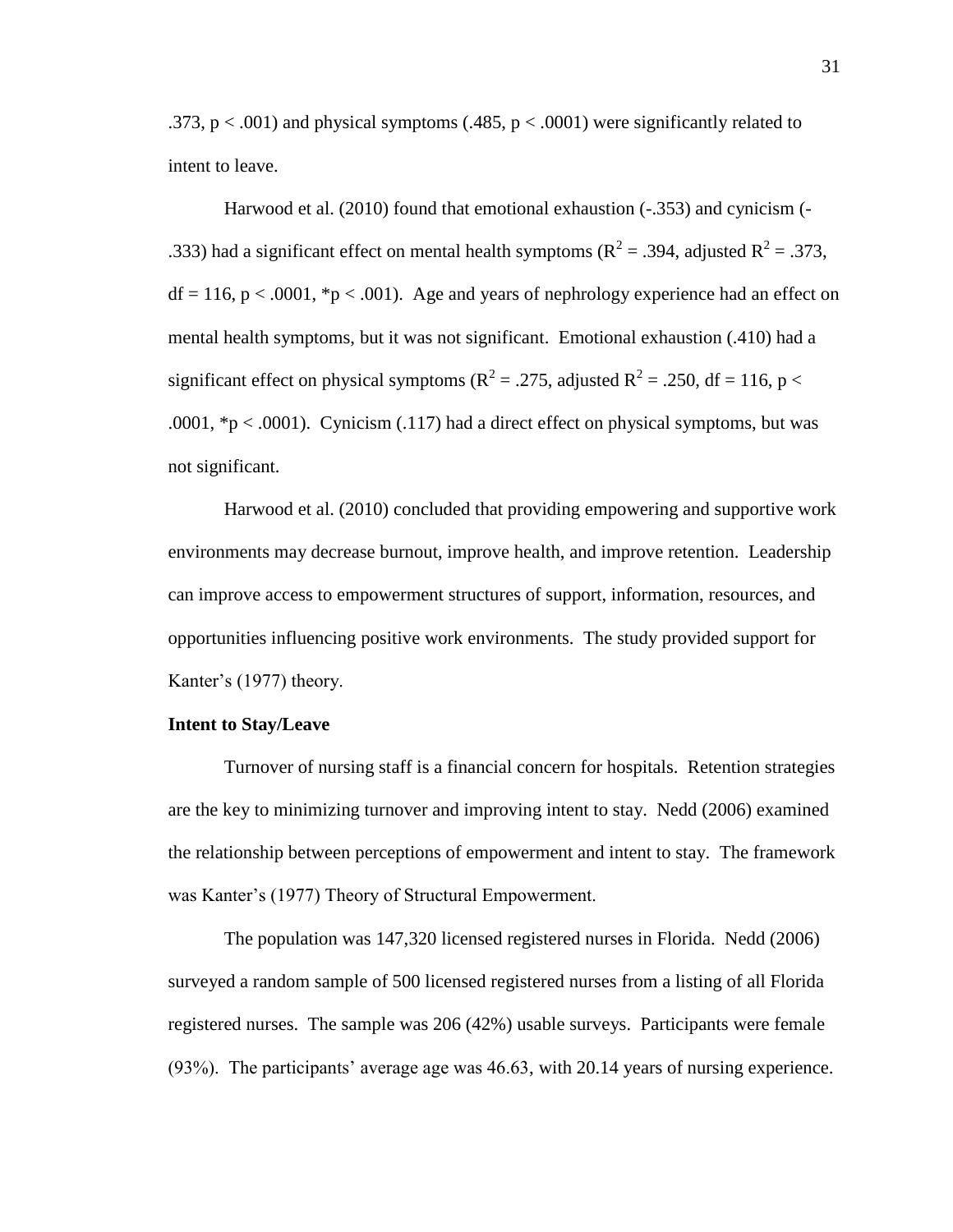.373, $p < .001$) and physical symptoms (.485, $p < .0001$) were significantly related to intent to leave.

Harwood et al. (2010) found that emotional exhaustion (-.353) and cynicism (-.333) had a significant effect on mental health symptoms ($R^2 = .394$, adjusted $R^2 = .373$, df = 116, $p < .0001$, *$p < .001$). Age and years of nephrology experience had an effect on mental health symptoms, but it was not significant. Emotional exhaustion (.410) had a significant effect on physical symptoms ($R^2 = .275$, adjusted $R^2 = .250$, df = 116, $p < .0001$, *$p < .0001$). Cynicism (.117) had a direct effect on physical symptoms, but was not significant.

Harwood et al. (2010) concluded that providing empowering and supportive work environments may decrease burnout, improve health, and improve retention. Leadership can improve access to empowerment structures of support, information, resources, and opportunities influencing positive work environments. The study provided support for Kanter's (1977) theory.

**Intent to Stay/Leave**

Turnover of nursing staff is a financial concern for hospitals. Retention strategies are the key to minimizing turnover and improving intent to stay. Nedd (2006) examined the relationship between perceptions of empowerment and intent to stay. The framework was Kanter's (1977) Theory of Structural Empowerment.

The population was 147,320 licensed registered nurses in Florida. Nedd (2006) surveyed a random sample of 500 licensed registered nurses from a listing of all Florida registered nurses. The sample was 206 (42%) usable surveys. Participants were female (93%). The participants' average age was 46.63, with 20.14 years of nursing experience.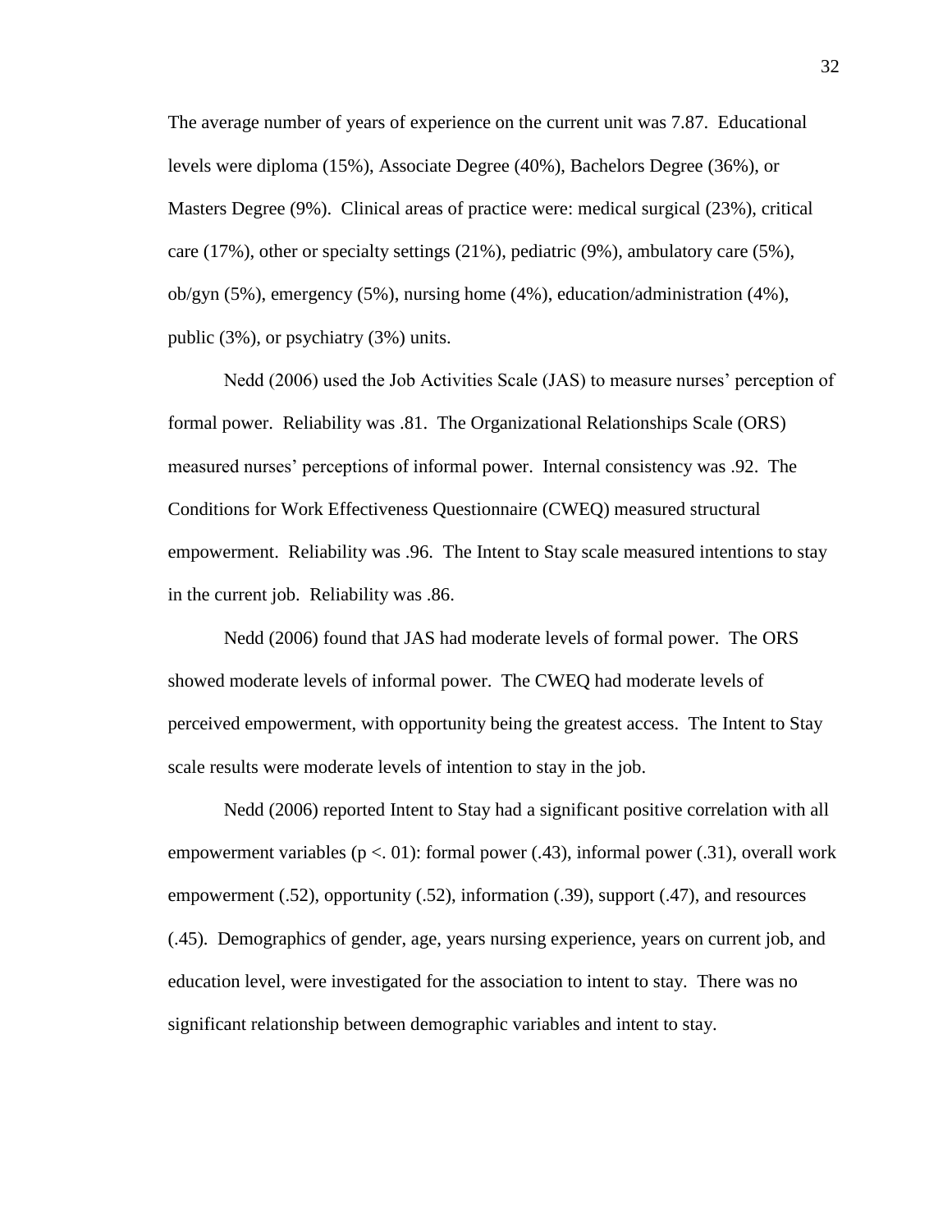The average number of years of experience on the current unit was 7.87. Educational levels were diploma (15%), Associate Degree (40%), Bachelors Degree (36%), or Masters Degree (9%). Clinical areas of practice were: medical surgical (23%), critical care (17%), other or specialty settings (21%), pediatric (9%), ambulatory care (5%), ob/gyn (5%), emergency (5%), nursing home (4%), education/administration (4%), public (3%), or psychiatry (3%) units.

Nedd (2006) used the Job Activities Scale (JAS) to measure nurses' perception of formal power. Reliability was .81. The Organizational Relationships Scale (ORS) measured nurses' perceptions of informal power. Internal consistency was .92. The Conditions for Work Effectiveness Questionnaire (CWEQ) measured structural empowerment. Reliability was .96. The Intent to Stay scale measured intentions to stay in the current job. Reliability was .86.

Nedd (2006) found that JAS had moderate levels of formal power. The ORS showed moderate levels of informal power. The CWEQ had moderate levels of perceived empowerment, with opportunity being the greatest access. The Intent to Stay scale results were moderate levels of intention to stay in the job.

Nedd (2006) reported Intent to Stay had a significant positive correlation with all empowerment variables ($p < .01$): formal power (.43), informal power (.31), overall work empowerment (.52), opportunity (.52), information (.39), support (.47), and resources (.45). Demographics of gender, age, years nursing experience, years on current job, and education level, were investigated for the association to intent to stay. There was no significant relationship between demographic variables and intent to stay.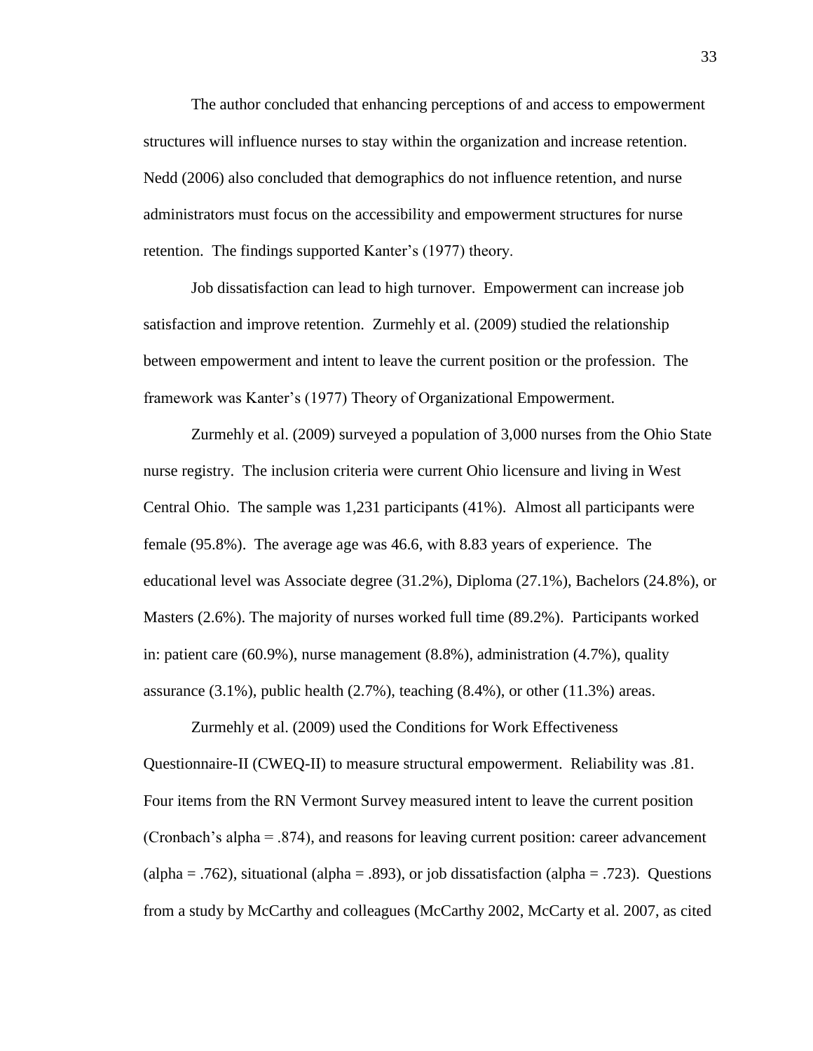The author concluded that enhancing perceptions of and access to empowerment structures will influence nurses to stay within the organization and increase retention. Nedd (2006) also concluded that demographics do not influence retention, and nurse administrators must focus on the accessibility and empowerment structures for nurse retention. The findings supported Kanter's (1977) theory.

Job dissatisfaction can lead to high turnover. Empowerment can increase job satisfaction and improve retention. Zurmehly et al. (2009) studied the relationship between empowerment and intent to leave the current position or the profession. The framework was Kanter's (1977) Theory of Organizational Empowerment.

Zurmehly et al. (2009) surveyed a population of 3,000 nurses from the Ohio State nurse registry. The inclusion criteria were current Ohio licensure and living in West Central Ohio. The sample was 1,231 participants (41%). Almost all participants were female (95.8%). The average age was 46.6, with 8.83 years of experience. The educational level was Associate degree (31.2%), Diploma (27.1%), Bachelors (24.8%), or Masters (2.6%). The majority of nurses worked full time (89.2%). Participants worked in: patient care (60.9%), nurse management (8.8%), administration (4.7%), quality assurance (3.1%), public health (2.7%), teaching (8.4%), or other (11.3%) areas.

Zurmehly et al. (2009) used the Conditions for Work Effectiveness Questionnaire-II (CWEQ-II) to measure structural empowerment. Reliability was .81. Four items from the RN Vermont Survey measured intent to leave the current position (Cronbach's alpha = .874), and reasons for leaving current position: career advancement (alpha = .762), situational (alpha = .893), or job dissatisfaction (alpha = .723). Questions from a study by McCarthy and colleagues (McCarthy 2002, McCarty et al. 2007, as cited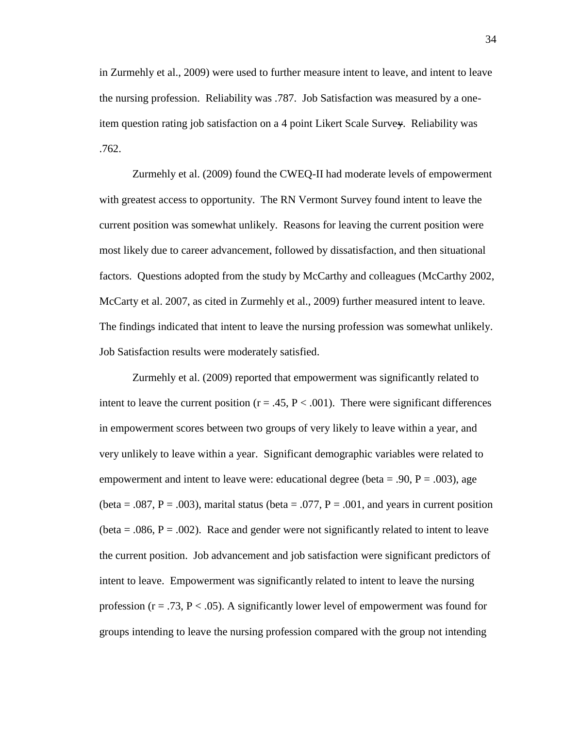in Zurmehly et al., 2009) were used to further measure intent to leave, and intent to leave the nursing profession. Reliability was .787. Job Satisfaction was measured by a one-item question rating job satisfaction on a 4 point Likert Scale Survey. Reliability was .762.

Zurmehly et al. (2009) found the CWEQ-II had moderate levels of empowerment with greatest access to opportunity. The RN Vermont Survey found intent to leave the current position was somewhat unlikely. Reasons for leaving the current position were most likely due to career advancement, followed by dissatisfaction, and then situational factors. Questions adopted from the study by McCarthy and colleagues (McCarthy 2002, McCarty et al. 2007, as cited in Zurmehly et al., 2009) further measured intent to leave. The findings indicated that intent to leave the nursing profession was somewhat unlikely. Job Satisfaction results were moderately satisfied.

Zurmehly et al. (2009) reported that empowerment was significantly related to intent to leave the current position ($r = .45$, $P < .001$). There were significant differences in empowerment scores between two groups of very likely to leave within a year, and very unlikely to leave within a year. Significant demographic variables were related to empowerment and intent to leave were: educational degree (beta = .90, $P = .003$), age (beta = .087, $P = .003$), marital status (beta = .077, $P = .001$, and years in current position (beta = .086, $P = .002$). Race and gender were not significantly related to intent to leave the current position. Job advancement and job satisfaction were significant predictors of intent to leave. Empowerment was significantly related to intent to leave the nursing profession ($r = .73$, $P < .05$). A significantly lower level of empowerment was found for groups intending to leave the nursing profession compared with the group not intending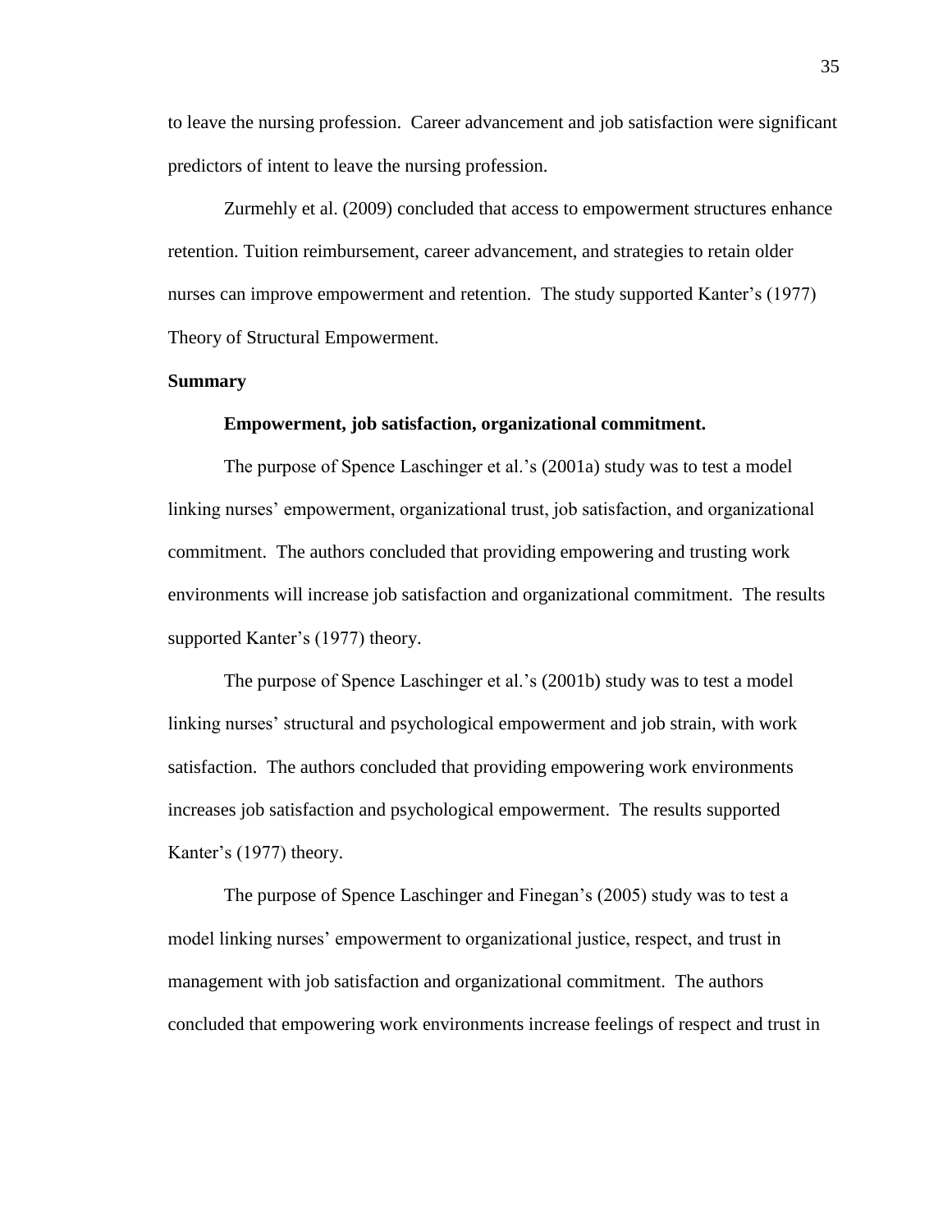to leave the nursing profession. Career advancement and job satisfaction were significant predictors of intent to leave the nursing profession.

Zurmehly et al. (2009) concluded that access to empowerment structures enhance retention. Tuition reimbursement, career advancement, and strategies to retain older nurses can improve empowerment and retention. The study supported Kanter's (1977) Theory of Structural Empowerment.

## Summary

### Empowerment, job satisfaction, organizational commitment.

The purpose of Spence Laschinger et al.'s (2001a) study was to test a model linking nurses' empowerment, organizational trust, job satisfaction, and organizational commitment. The authors concluded that providing empowering and trusting work environments will increase job satisfaction and organizational commitment. The results supported Kanter's (1977) theory.

The purpose of Spence Laschinger et al.'s (2001b) study was to test a model linking nurses' structural and psychological empowerment and job strain, with work satisfaction. The authors concluded that providing empowering work environments increases job satisfaction and psychological empowerment. The results supported Kanter's (1977) theory.

The purpose of Spence Laschinger and Finegan's (2005) study was to test a model linking nurses' empowerment to organizational justice, respect, and trust in management with job satisfaction and organizational commitment. The authors concluded that empowering work environments increase feelings of respect and trust in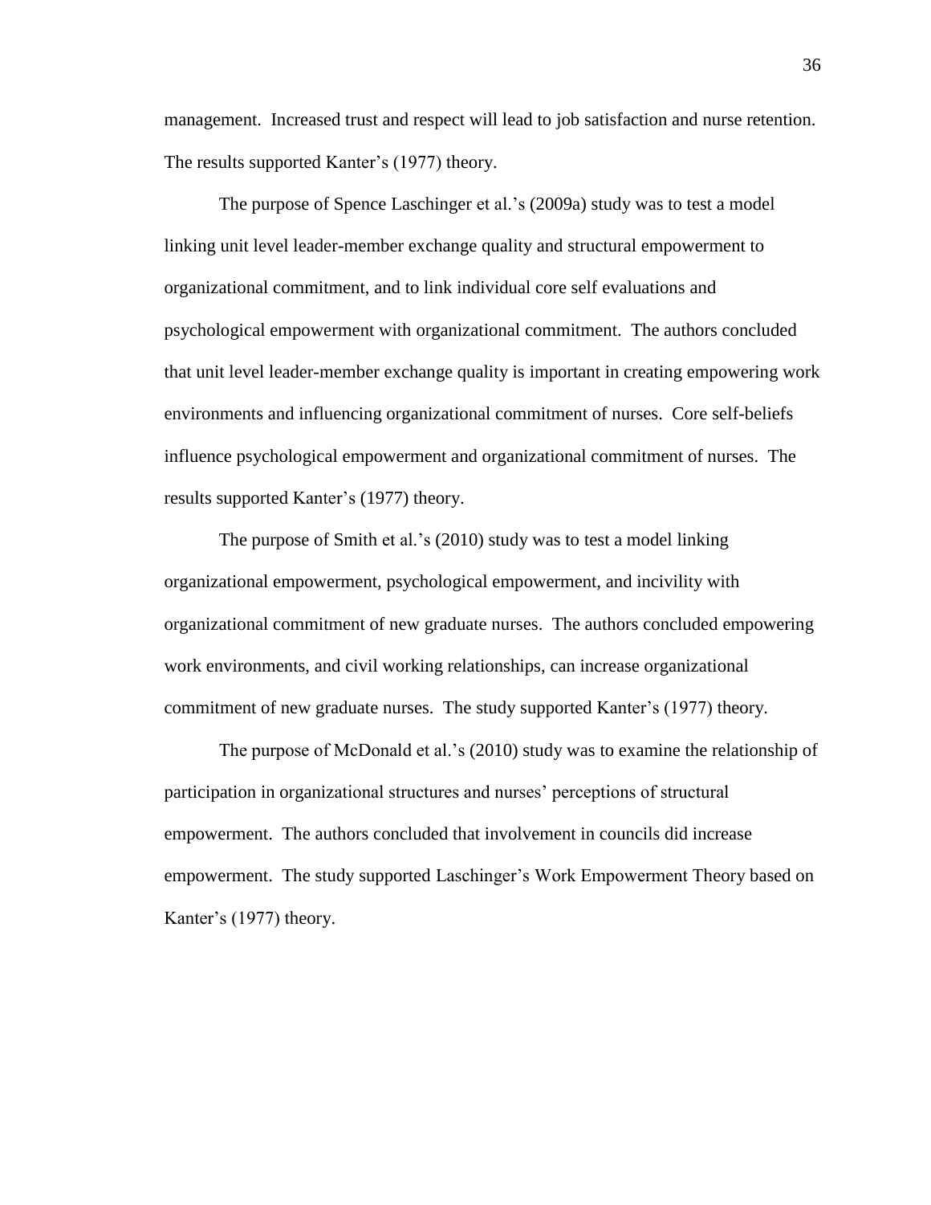management. Increased trust and respect will lead to job satisfaction and nurse retention. The results supported Kanter's (1977) theory.

The purpose of Spence Laschinger et al.'s (2009a) study was to test a model linking unit level leader-member exchange quality and structural empowerment to organizational commitment, and to link individual core self evaluations and psychological empowerment with organizational commitment. The authors concluded that unit level leader-member exchange quality is important in creating empowering work environments and influencing organizational commitment of nurses. Core self-beliefs influence psychological empowerment and organizational commitment of nurses. The results supported Kanter's (1977) theory.

The purpose of Smith et al.'s (2010) study was to test a model linking organizational empowerment, psychological empowerment, and incivility with organizational commitment of new graduate nurses. The authors concluded empowering work environments, and civil working relationships, can increase organizational commitment of new graduate nurses. The study supported Kanter's (1977) theory.

The purpose of McDonald et al.'s (2010) study was to examine the relationship of participation in organizational structures and nurses' perceptions of structural empowerment. The authors concluded that involvement in councils did increase empowerment. The study supported Laschinger's Work Empowerment Theory based on Kanter's (1977) theory.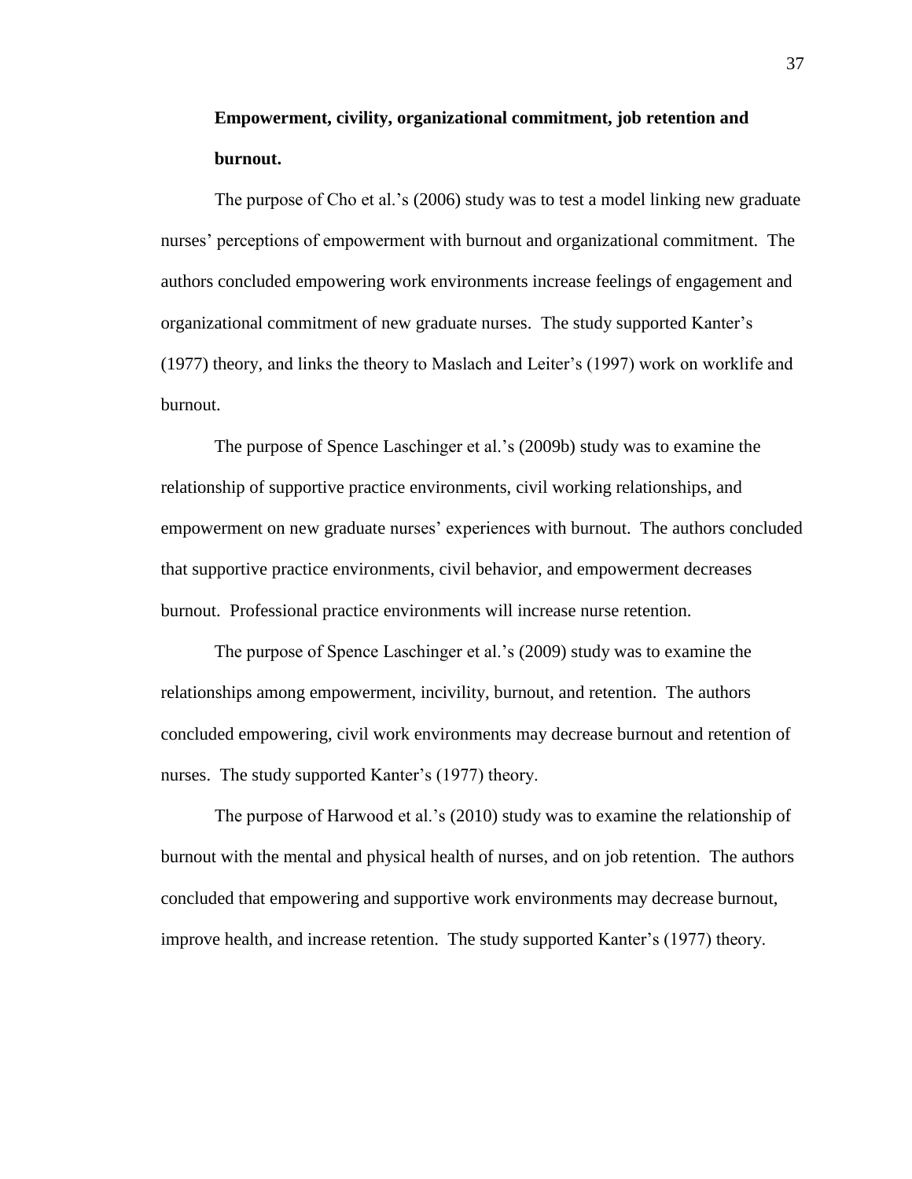**Empowerment, civility, organizational commitment, job retention and burnout.**

The purpose of Cho et al.'s (2006) study was to test a model linking new graduate nurses' perceptions of empowerment with burnout and organizational commitment. The authors concluded empowering work environments increase feelings of engagement and organizational commitment of new graduate nurses. The study supported Kanter's (1977) theory, and links the theory to Maslach and Leiter's (1997) work on worklife and burnout.

The purpose of Spence Laschinger et al.'s (2009b) study was to examine the relationship of supportive practice environments, civil working relationships, and empowerment on new graduate nurses' experiences with burnout. The authors concluded that supportive practice environments, civil behavior, and empowerment decreases burnout. Professional practice environments will increase nurse retention.

The purpose of Spence Laschinger et al.'s (2009) study was to examine the relationships among empowerment, incivility, burnout, and retention. The authors concluded empowering, civil work environments may decrease burnout and retention of nurses. The study supported Kanter's (1977) theory.

The purpose of Harwood et al.'s (2010) study was to examine the relationship of burnout with the mental and physical health of nurses, and on job retention. The authors concluded that empowering and supportive work environments may decrease burnout, improve health, and increase retention. The study supported Kanter's (1977) theory.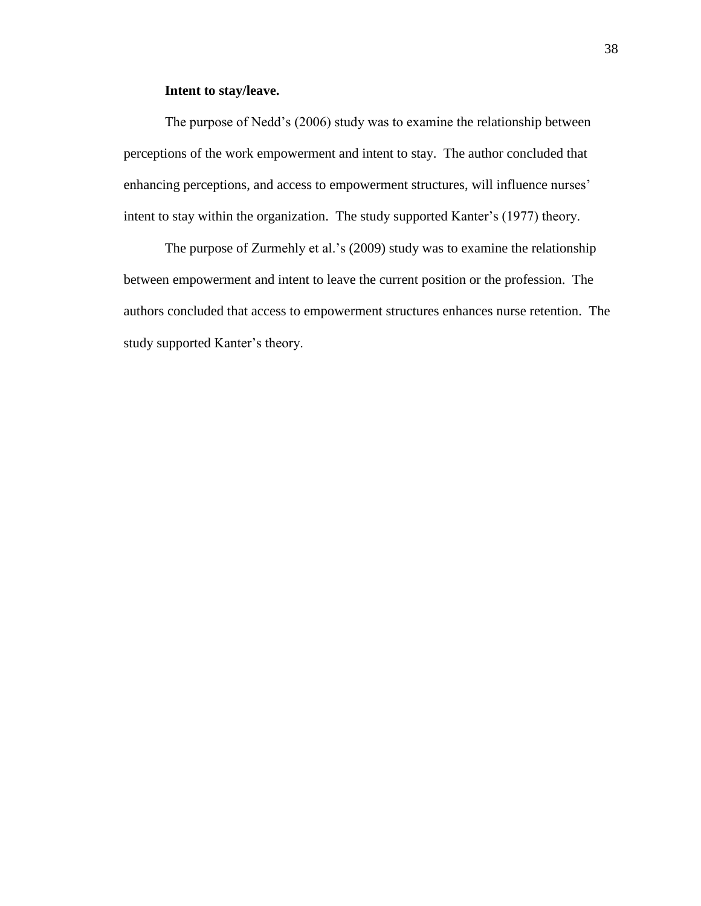**Intent to stay/leave.**

The purpose of Nedd's (2006) study was to examine the relationship between perceptions of the work empowerment and intent to stay. The author concluded that enhancing perceptions, and access to empowerment structures, will influence nurses' intent to stay within the organization. The study supported Kanter's (1977) theory.

The purpose of Zurmehly et al.'s (2009) study was to examine the relationship between empowerment and intent to leave the current position or the profession. The authors concluded that access to empowerment structures enhances nurse retention. The study supported Kanter's theory.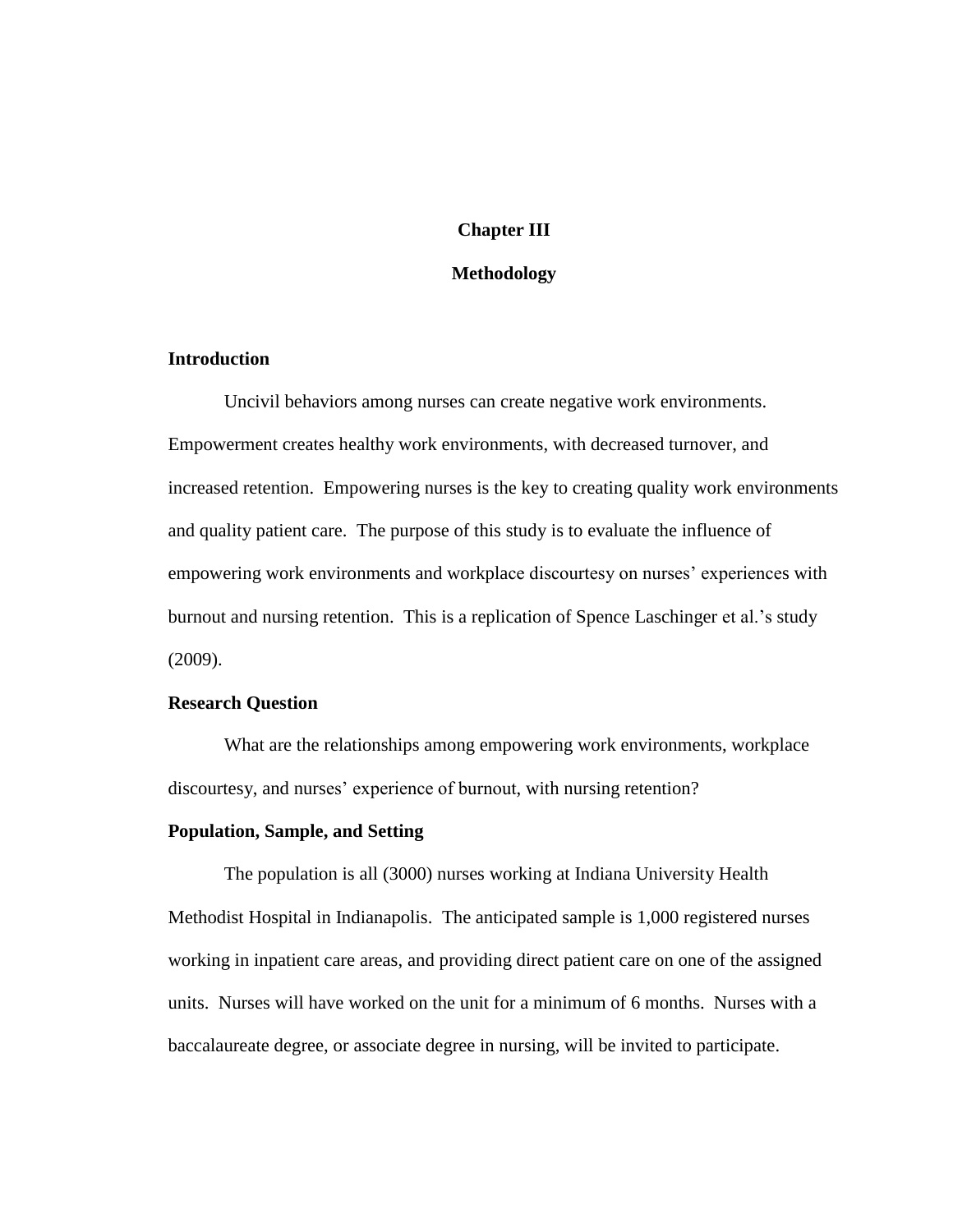# Chapter III

# Methodology

## Introduction

Uncivil behaviors among nurses can create negative work environments. Empowerment creates healthy work environments, with decreased turnover, and increased retention. Empowering nurses is the key to creating quality work environments and quality patient care. The purpose of this study is to evaluate the influence of empowering work environments and workplace discourtesy on nurses' experiences with burnout and nursing retention. This is a replication of Spence Laschinger et al.'s study (2009).

## Research Question

What are the relationships among empowering work environments, workplace discourtesy, and nurses' experience of burnout, with nursing retention?

## Population, Sample, and Setting

The population is all (3000) nurses working at Indiana University Health Methodist Hospital in Indianapolis. The anticipated sample is 1,000 registered nurses working in inpatient care areas, and providing direct patient care on one of the assigned units. Nurses will have worked on the unit for a minimum of 6 months. Nurses with a baccalaureate degree, or associate degree in nursing, will be invited to participate.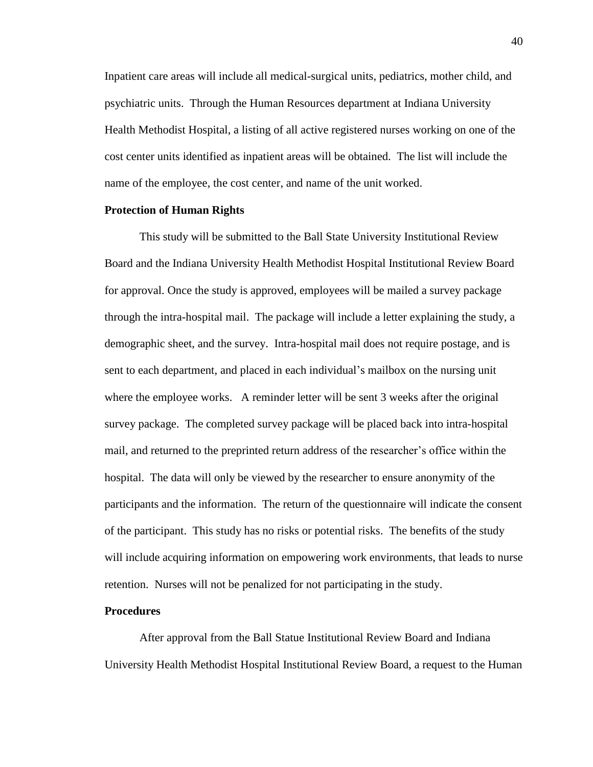Inpatient care areas will include all medical-surgical units, pediatrics, mother child, and psychiatric units. Through the Human Resources department at Indiana University Health Methodist Hospital, a listing of all active registered nurses working on one of the cost center units identified as inpatient areas will be obtained. The list will include the name of the employee, the cost center, and name of the unit worked.

**Protection of Human Rights**

This study will be submitted to the Ball State University Institutional Review Board and the Indiana University Health Methodist Hospital Institutional Review Board for approval. Once the study is approved, employees will be mailed a survey package through the intra-hospital mail. The package will include a letter explaining the study, a demographic sheet, and the survey. Intra-hospital mail does not require postage, and is sent to each department, and placed in each individual's mailbox on the nursing unit where the employee works. A reminder letter will be sent 3 weeks after the original survey package. The completed survey package will be placed back into intra-hospital mail, and returned to the preprinted return address of the researcher's office within the hospital. The data will only be viewed by the researcher to ensure anonymity of the participants and the information. The return of the questionnaire will indicate the consent of the participant. This study has no risks or potential risks. The benefits of the study will include acquiring information on empowering work environments, that leads to nurse retention. Nurses will not be penalized for not participating in the study.

**Procedures**

After approval from the Ball Statue Institutional Review Board and Indiana University Health Methodist Hospital Institutional Review Board, a request to the Human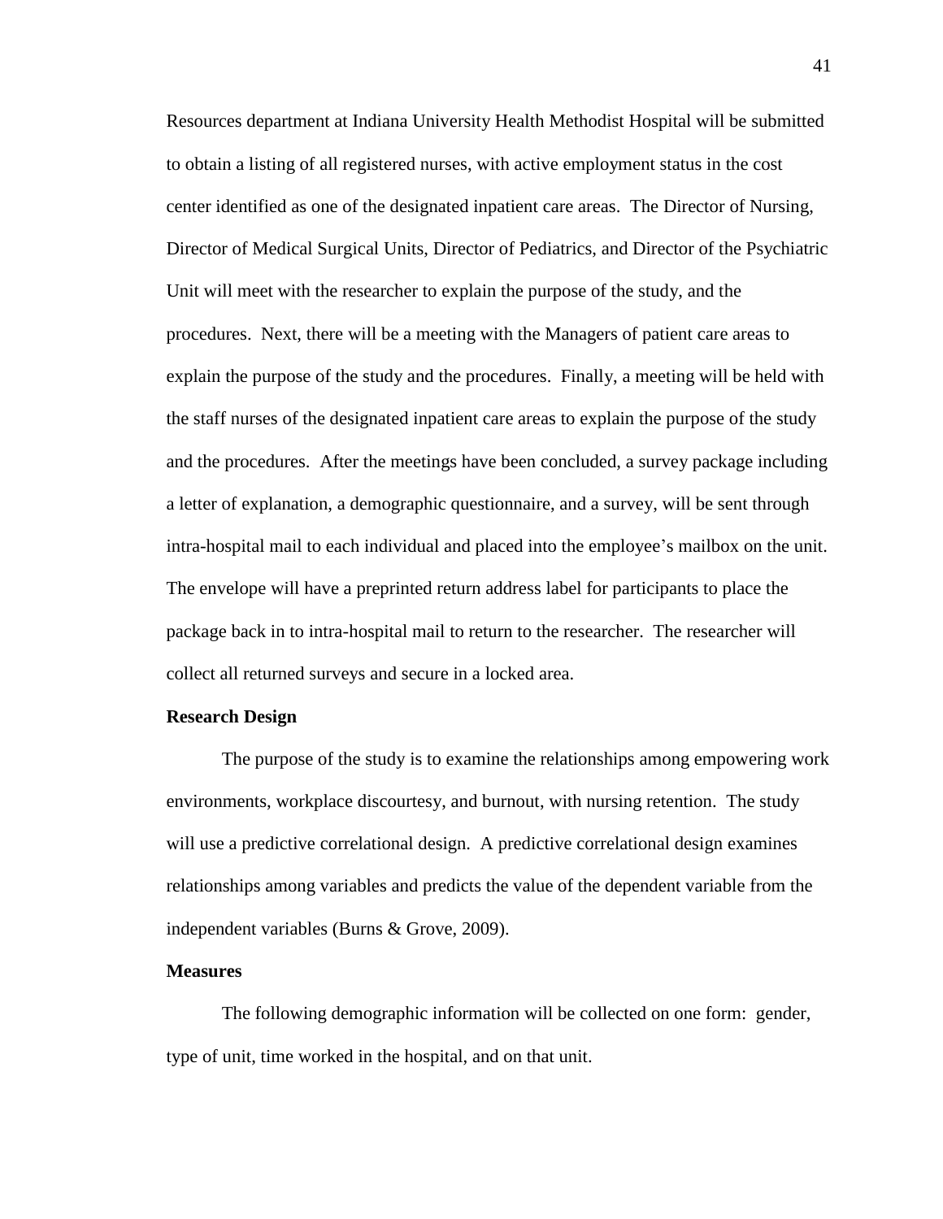Resources department at Indiana University Health Methodist Hospital will be submitted to obtain a listing of all registered nurses, with active employment status in the cost center identified as one of the designated inpatient care areas. The Director of Nursing, Director of Medical Surgical Units, Director of Pediatrics, and Director of the Psychiatric Unit will meet with the researcher to explain the purpose of the study, and the procedures. Next, there will be a meeting with the Managers of patient care areas to explain the purpose of the study and the procedures. Finally, a meeting will be held with the staff nurses of the designated inpatient care areas to explain the purpose of the study and the procedures. After the meetings have been concluded, a survey package including a letter of explanation, a demographic questionnaire, and a survey, will be sent through intra-hospital mail to each individual and placed into the employee's mailbox on the unit. The envelope will have a preprinted return address label for participants to place the package back in to intra-hospital mail to return to the researcher. The researcher will collect all returned surveys and secure in a locked area.

**Research Design**

The purpose of the study is to examine the relationships among empowering work environments, workplace discourtesy, and burnout, with nursing retention. The study will use a predictive correlational design. A predictive correlational design examines relationships among variables and predicts the value of the dependent variable from the independent variables (Burns & Grove, 2009).

**Measures**

The following demographic information will be collected on one form: gender, type of unit, time worked in the hospital, and on that unit.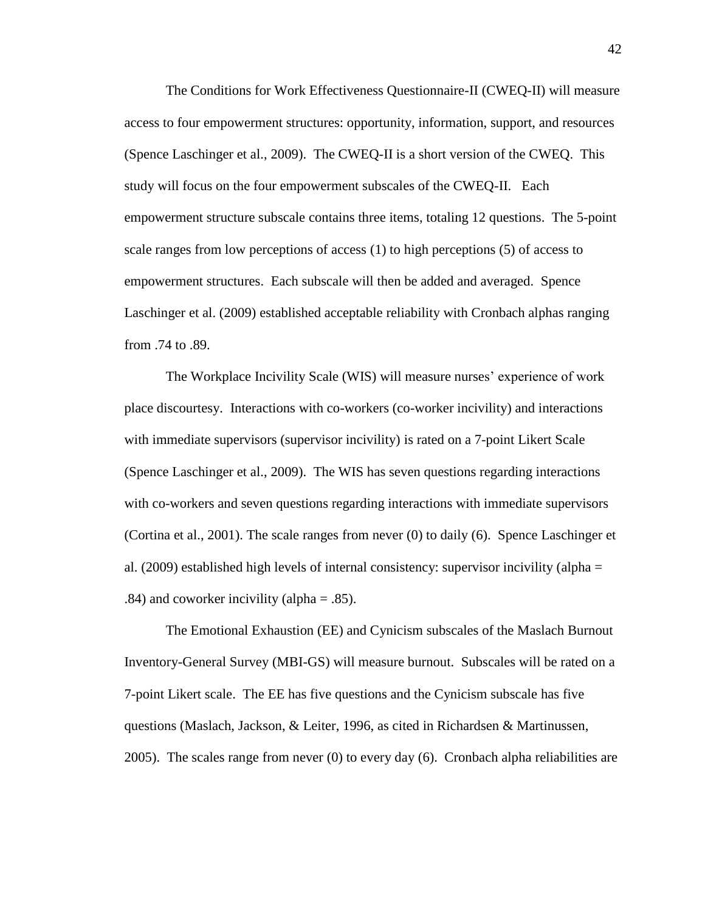The Conditions for Work Effectiveness Questionnaire-II (CWEQ-II) will measure access to four empowerment structures: opportunity, information, support, and resources (Spence Laschinger et al., 2009). The CWEQ-II is a short version of the CWEQ. This study will focus on the four empowerment subscales of the CWEQ-II. Each empowerment structure subscale contains three items, totaling 12 questions. The 5-point scale ranges from low perceptions of access (1) to high perceptions (5) of access to empowerment structures. Each subscale will then be added and averaged. Spence Laschinger et al. (2009) established acceptable reliability with Cronbach alphas ranging from .74 to .89.

The Workplace Incivility Scale (WIS) will measure nurses' experience of work place discourtesy. Interactions with co-workers (co-worker incivility) and interactions with immediate supervisors (supervisor incivility) is rated on a 7-point Likert Scale (Spence Laschinger et al., 2009). The WIS has seven questions regarding interactions with co-workers and seven questions regarding interactions with immediate supervisors (Cortina et al., 2001). The scale ranges from never (0) to daily (6). Spence Laschinger et al. (2009) established high levels of internal consistency: supervisor incivility (alpha = .84) and coworker incivility (alpha = .85).

The Emotional Exhaustion (EE) and Cynicism subscales of the Maslach Burnout Inventory-General Survey (MBI-GS) will measure burnout. Subscales will be rated on a 7-point Likert scale. The EE has five questions and the Cynicism subscale has five questions (Maslach, Jackson, & Leiter, 1996, as cited in Richardsen & Martinussen, 2005). The scales range from never (0) to every day (6). Cronbach alpha reliabilities are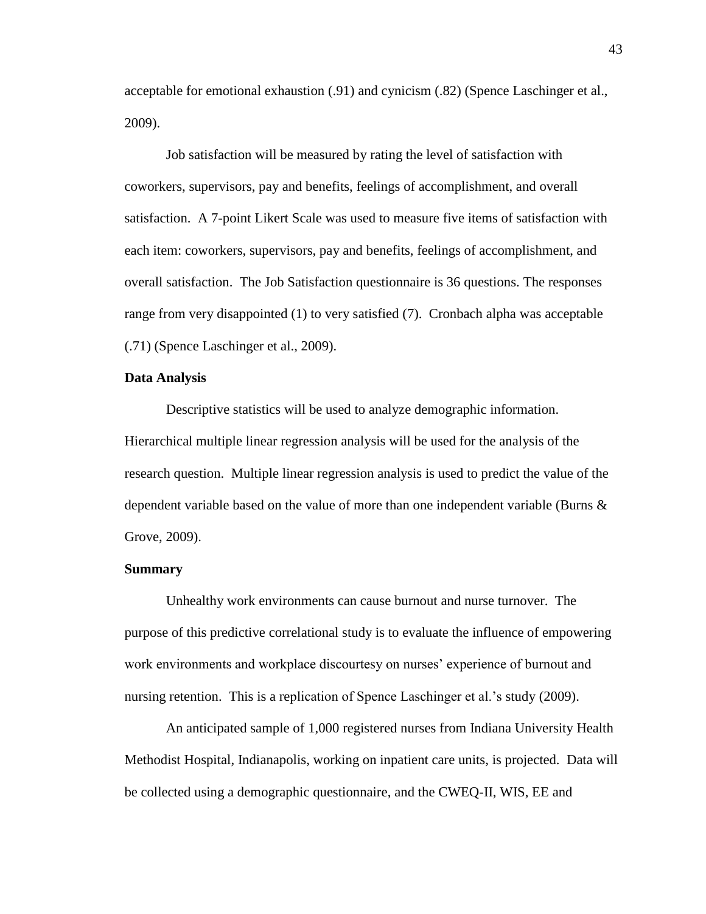acceptable for emotional exhaustion (.91) and cynicism (.82) (Spence Laschinger et al., 2009).

Job satisfaction will be measured by rating the level of satisfaction with coworkers, supervisors, pay and benefits, feelings of accomplishment, and overall satisfaction. A 7-point Likert Scale was used to measure five items of satisfaction with each item: coworkers, supervisors, pay and benefits, feelings of accomplishment, and overall satisfaction. The Job Satisfaction questionnaire is 36 questions. The responses range from very disappointed (1) to very satisfied (7). Cronbach alpha was acceptable (.71) (Spence Laschinger et al., 2009).

**Data Analysis**

Descriptive statistics will be used to analyze demographic information. Hierarchical multiple linear regression analysis will be used for the analysis of the research question. Multiple linear regression analysis is used to predict the value of the dependent variable based on the value of more than one independent variable (Burns & Grove, 2009).

**Summary**

Unhealthy work environments can cause burnout and nurse turnover. The purpose of this predictive correlational study is to evaluate the influence of empowering work environments and workplace discourtesy on nurses' experience of burnout and nursing retention. This is a replication of Spence Laschinger et al.'s study (2009).

An anticipated sample of 1,000 registered nurses from Indiana University Health Methodist Hospital, Indianapolis, working on inpatient care units, is projected. Data will be collected using a demographic questionnaire, and the CWEQ-II, WIS, EE and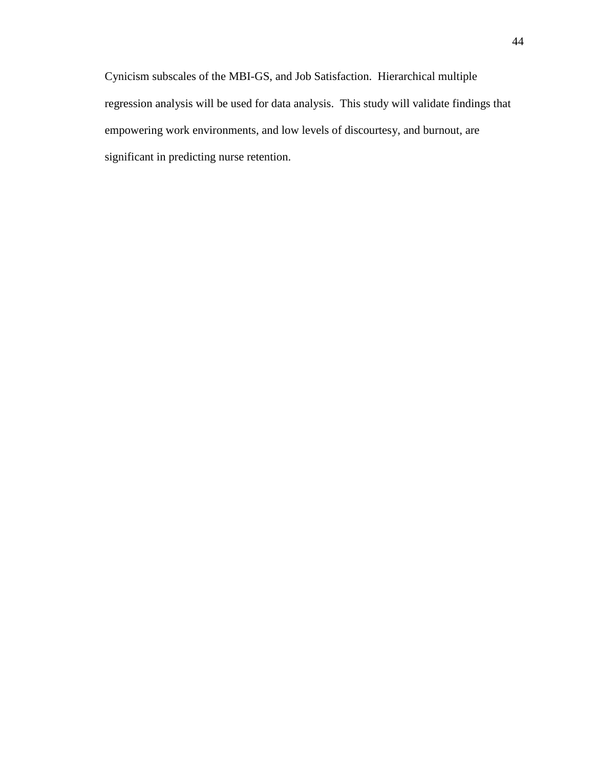Cynicism subscales of the MBI-GS, and Job Satisfaction. Hierarchical multiple regression analysis will be used for data analysis. This study will validate findings that empowering work environments, and low levels of discourtesy, and burnout, are significant in predicting nurse retention.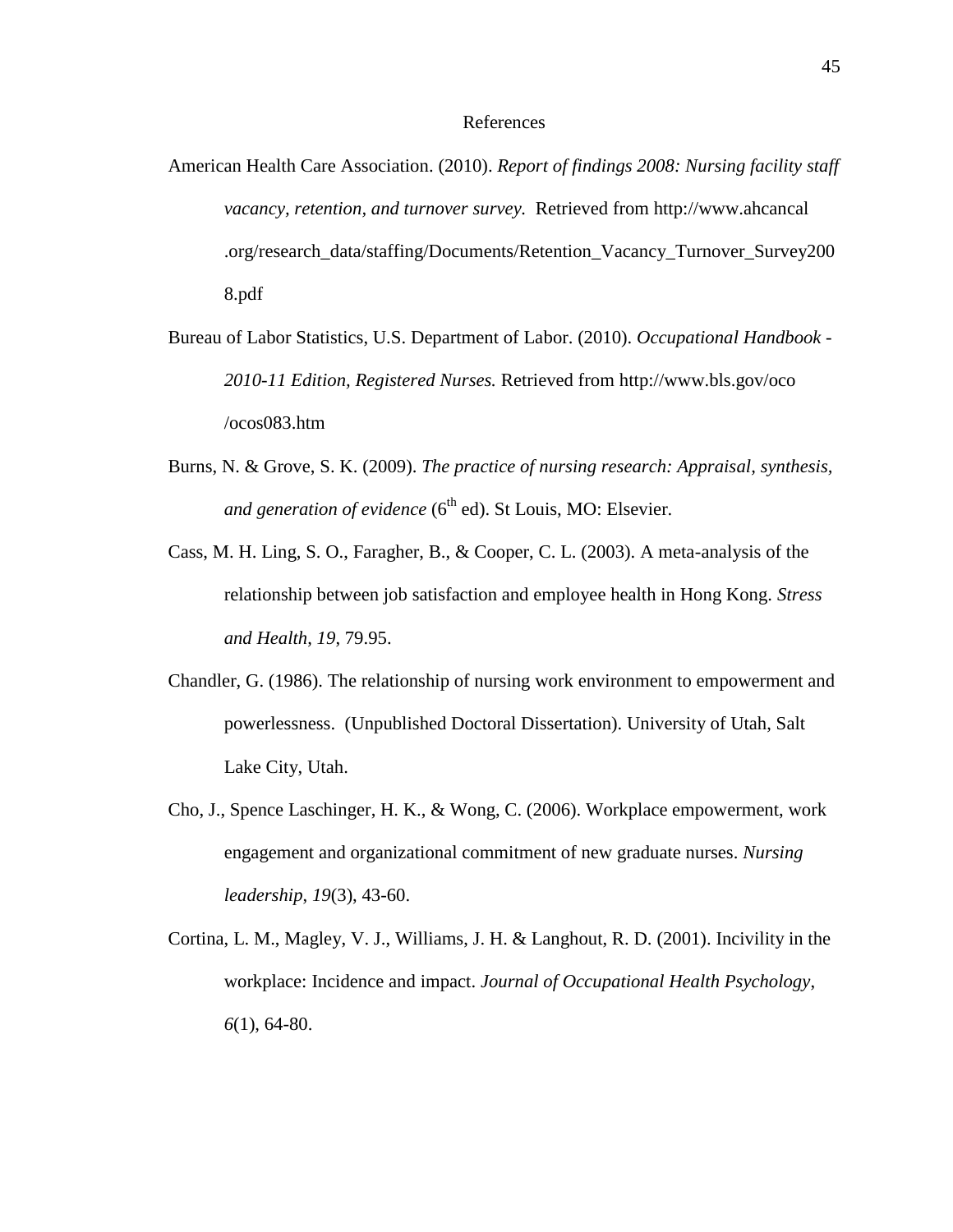# References

American Health Care Association. (2010). *Report of findings 2008: Nursing facility staff vacancy, retention, and turnover survey.* Retrieved from http://www.ahcancal .org/research_data/staffing/Documents/Retention_Vacancy_Turnover_Survey2008.pdf

Bureau of Labor Statistics, U.S. Department of Labor. (2010). *Occupational Handbook - 2010-11 Edition, Registered Nurses.* Retrieved from http://www.bls.gov/oco /ocos083.htm

Burns, N. & Grove, S. K. (2009). *The practice of nursing research: Appraisal, synthesis, and generation of evidence* (6th ed). St Louis, MO: Elsevier.

Cass, M. H. Ling, S. O., Faragher, B., & Cooper, C. L. (2003). A meta-analysis of the relationship between job satisfaction and employee health in Hong Kong. *Stress and Health*, *19*, 79.95.

Chandler, G. (1986). The relationship of nursing work environment to empowerment and powerlessness. (Unpublished Doctoral Dissertation). University of Utah, Salt Lake City, Utah.

Cho, J., Spence Laschinger, H. K., & Wong, C. (2006). Workplace empowerment, work engagement and organizational commitment of new graduate nurses. *Nursing leadership*, *19*(3), 43-60.

Cortina, L. M., Magley, V. J., Williams, J. H. & Langhout, R. D. (2001). Incivility in the workplace: Incidence and impact. *Journal of Occupational Health Psychology*, *6*(1), 64-80.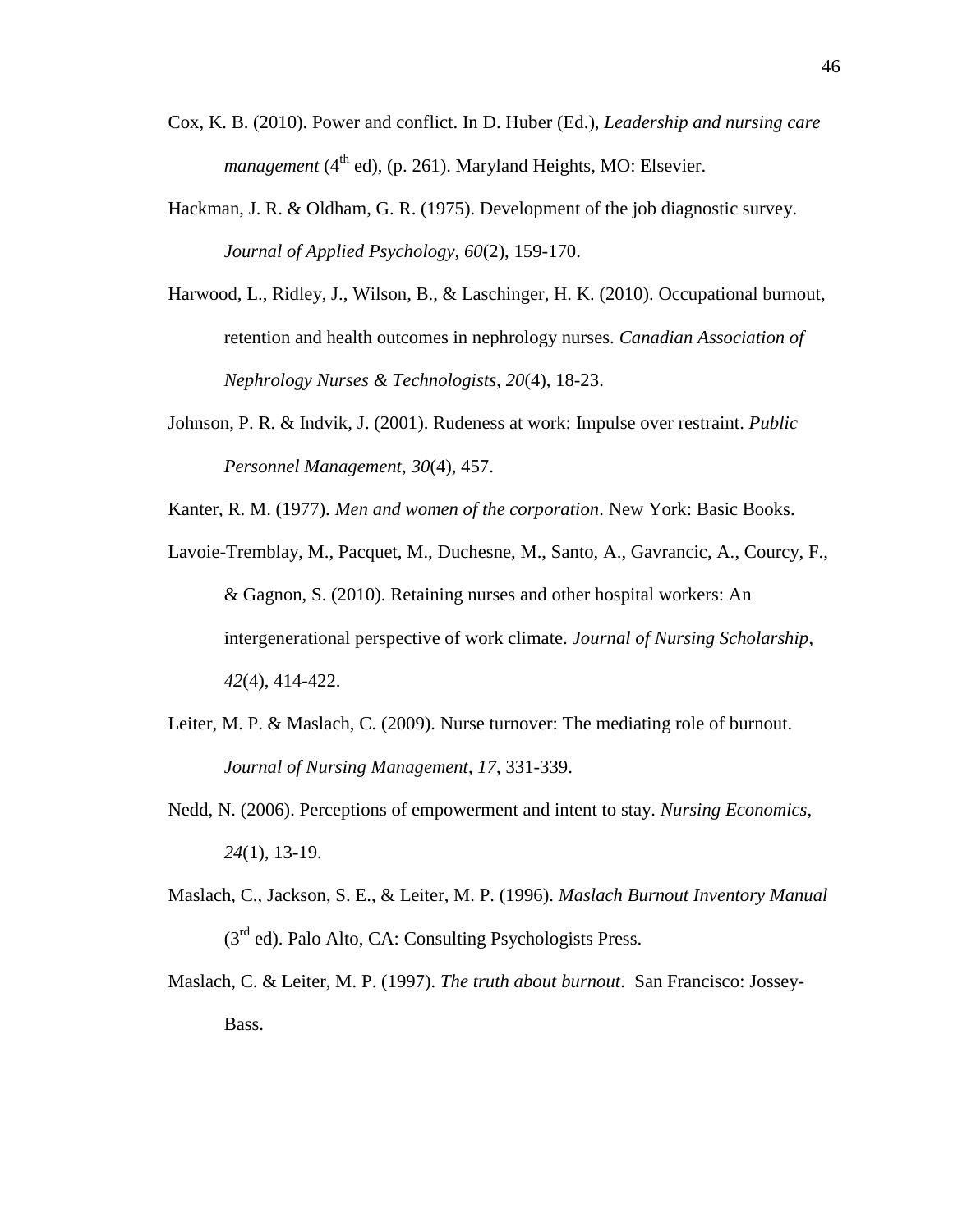Cox, K. B. (2010). Power and conflict. In D. Huber (Ed.), *Leadership and nursing care management* ($4^{th}$ ed), (p. 261). Maryland Heights, MO: Elsevier.

Hackman, J. R. & Oldham, G. R. (1975). Development of the job diagnostic survey. *Journal of Applied Psychology*, *60*(2), 159-170.

Harwood, L., Ridley, J., Wilson, B., & Laschinger, H. K. (2010). Occupational burnout, retention and health outcomes in nephrology nurses. *Canadian Association of Nephrology Nurses & Technologists*, *20*(4), 18-23.

Johnson, P. R. & Indvik, J. (2001). Rudeness at work: Impulse over restraint. *Public Personnel Management*, *30*(4), 457.

Kanter, R. M. (1977). *Men and women of the corporation*. New York: Basic Books.

Lavoie-Tremblay, M., Pacquet, M., Duchesne, M., Santo, A., Gavrancic, A., Courcy, F., & Gagnon, S. (2010). Retaining nurses and other hospital workers: An intergenerational perspective of work climate. *Journal of Nursing Scholarship*, *42*(4), 414-422.

Leiter, M. P. & Maslach, C. (2009). Nurse turnover: The mediating role of burnout. *Journal of Nursing Management*, *17*, 331-339.

Nedd, N. (2006). Perceptions of empowerment and intent to stay. *Nursing Economics*, *24*(1), 13-19.

Maslach, C., Jackson, S. E., & Leiter, M. P. (1996). *Maslach Burnout Inventory Manual* ($3^{rd}$ ed). Palo Alto, CA: Consulting Psychologists Press.

Maslach, C. & Leiter, M. P. (1997). *The truth about burnout*. San Francisco: Jossey-Bass.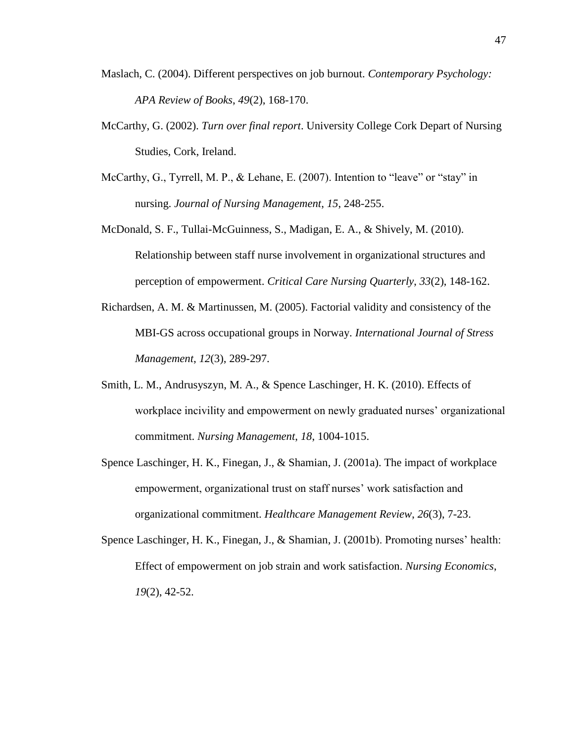Maslach, C. (2004). Different perspectives on job burnout. *Contemporary Psychology: APA Review of Books*, *49*(2), 168-170.

McCarthy, G. (2002). *Turn over final report*. University College Cork Depart of Nursing Studies, Cork, Ireland.

McCarthy, G., Tyrrell, M. P., & Lehane, E. (2007). Intention to "leave" or "stay" in nursing. *Journal of Nursing Management*, *15*, 248-255.

McDonald, S. F., Tullai-McGuinness, S., Madigan, E. A., & Shively, M. (2010). Relationship between staff nurse involvement in organizational structures and perception of empowerment. *Critical Care Nursing Quarterly*, *33*(2), 148-162.

Richardsen, A. M. & Martinussen, M. (2005). Factorial validity and consistency of the MBI-GS across occupational groups in Norway. *International Journal of Stress Management*, *12*(3), 289-297.

Smith, L. M., Andrusyszyn, M. A., & Spence Laschinger, H. K. (2010). Effects of workplace incivility and empowerment on newly graduated nurses' organizational commitment. *Nursing Management*, *18*, 1004-1015.

Spence Laschinger, H. K., Finegan, J., & Shamian, J. (2001a). The impact of workplace empowerment, organizational trust on staff nurses' work satisfaction and organizational commitment. *Healthcare Management Review*, *26*(3), 7-23.

Spence Laschinger, H. K., Finegan, J., & Shamian, J. (2001b). Promoting nurses' health: Effect of empowerment on job strain and work satisfaction. *Nursing Economics*, *19*(2), 42-52.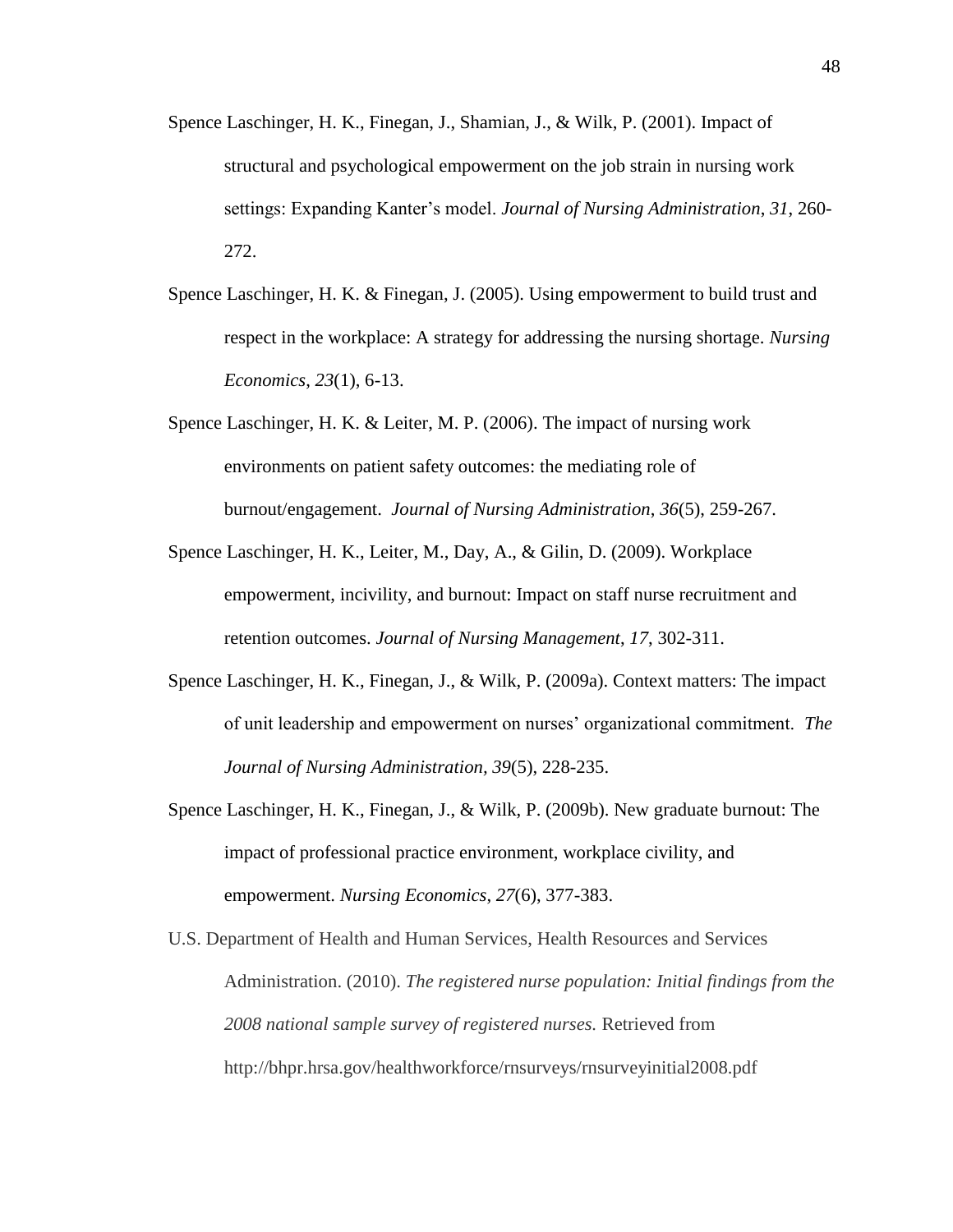Spence Laschinger, H. K., Finegan, J., Shamian, J., & Wilk, P. (2001). Impact of structural and psychological empowerment on the job strain in nursing work settings: Expanding Kanter's model. *Journal of Nursing Administration*, *31*, 260-272.

Spence Laschinger, H. K. & Finegan, J. (2005). Using empowerment to build trust and respect in the workplace: A strategy for addressing the nursing shortage. *Nursing Economics*, *23*(1), 6-13.

Spence Laschinger, H. K. & Leiter, M. P. (2006). The impact of nursing work environments on patient safety outcomes: the mediating role of burnout/engagement. *Journal of Nursing Administration*, *36*(5), 259-267.

Spence Laschinger, H. K., Leiter, M., Day, A., & Gilin, D. (2009). Workplace empowerment, incivility, and burnout: Impact on staff nurse recruitment and retention outcomes. *Journal of Nursing Management*, *17*, 302-311.

Spence Laschinger, H. K., Finegan, J., & Wilk, P. (2009a). Context matters: The impact of unit leadership and empowerment on nurses' organizational commitment. *The Journal of Nursing Administration, 39*(5), 228-235.

Spence Laschinger, H. K., Finegan, J., & Wilk, P. (2009b). New graduate burnout: The impact of professional practice environment, workplace civility, and empowerment. *Nursing Economics*, *27*(6), 377-383.

U.S. Department of Health and Human Services, Health Resources and Services Administration. (2010). *The registered nurse population: Initial findings from the 2008 national sample survey of registered nurses.* Retrieved from http://bhpr.hrsa.gov/healthworkforce/rnsurveys/rnsurveyinitial2008.pdf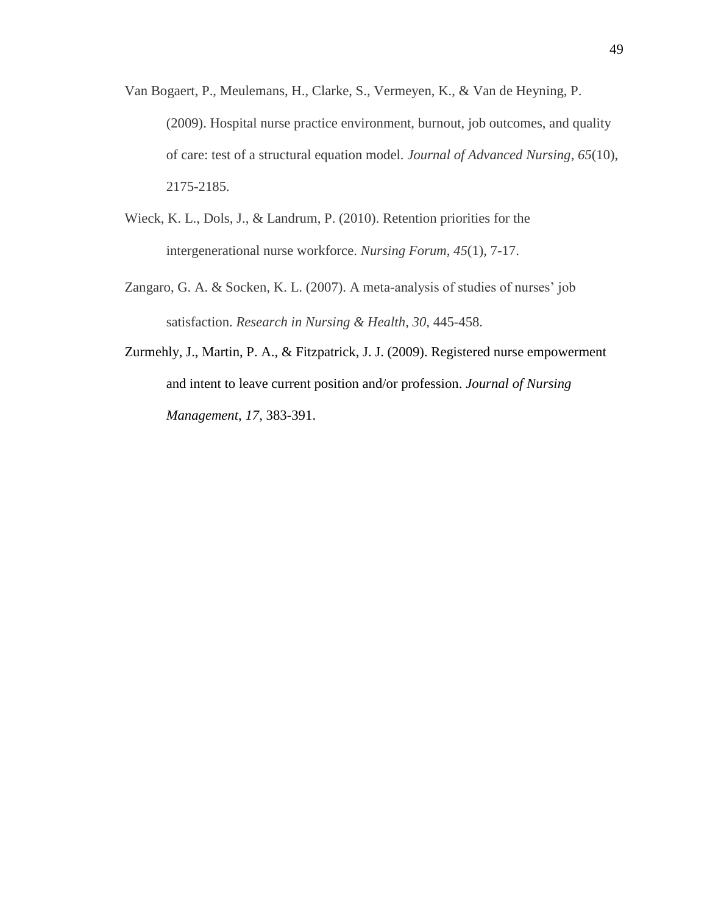Van Bogaert, P., Meulemans, H., Clarke, S., Vermeyen, K., & Van de Heyning, P. (2009). Hospital nurse practice environment, burnout, job outcomes, and quality of care: test of a structural equation model. *Journal of Advanced Nursing*, *65*(10), 2175-2185.

Wieck, K. L., Dols, J., & Landrum, P. (2010). Retention priorities for the intergenerational nurse workforce. *Nursing Forum*, *45*(1), 7-17.

Zangaro, G. A. & Socken, K. L. (2007). A meta-analysis of studies of nurses' job satisfaction. *Research in Nursing & Health*, *30*, 445-458.

Zurmehly, J., Martin, P. A., & Fitzpatrick, J. J. (2009). Registered nurse empowerment and intent to leave current position and/or profession. *Journal of Nursing Management*, *17*, 383-391.